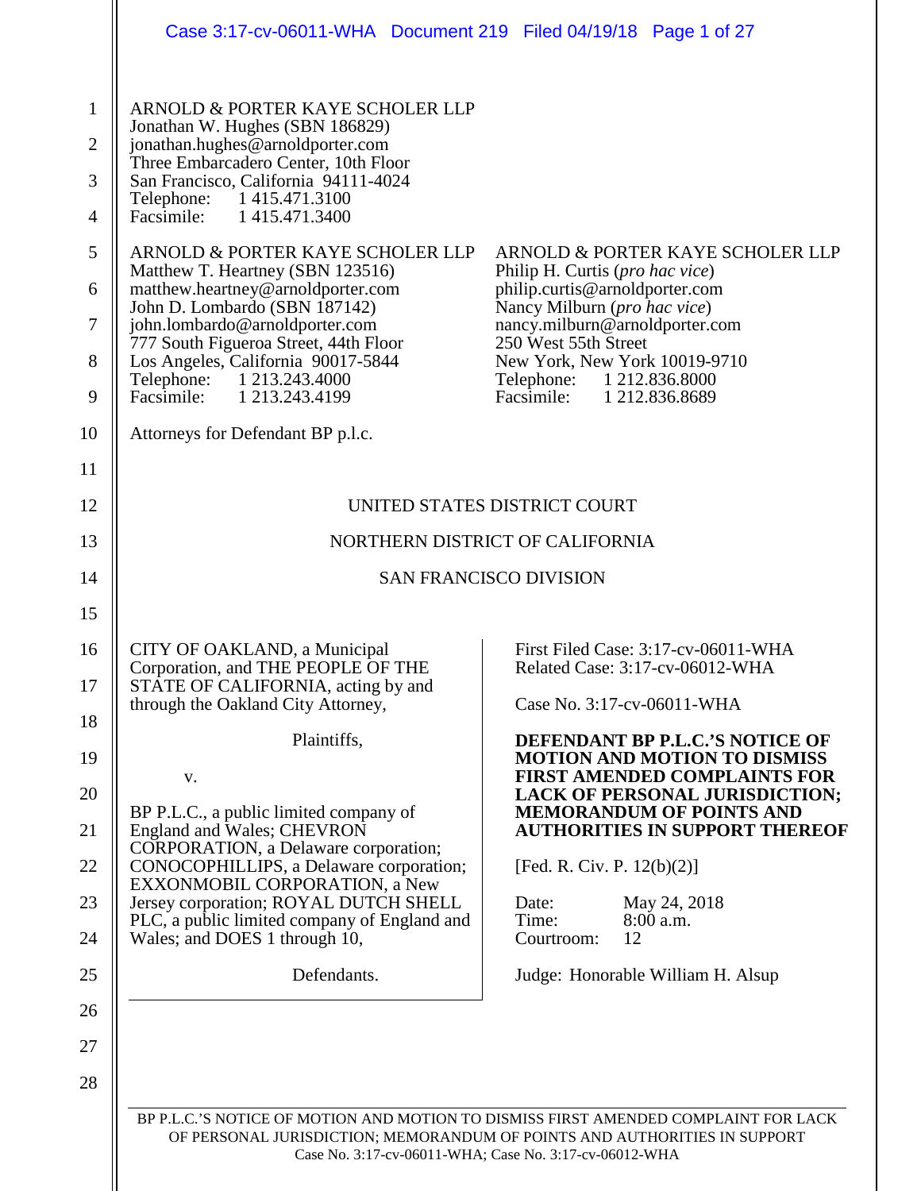ARNOLD & PORTER KAYE SCHOLER LLP
Jonathan W. Hughes (SBN 186829)
jonathan.hughes@arnoldporter.com
Three Embarcadero Center, 10th Floor
San Francisco, California 94111-4024
Telephone: 1 415.471.3100
Facsimile: 1 415.471.3400

ARNOLD & PORTER KAYE SCHOLER LLP
Matthew T. Heartney (SBN 123516)
matthew.heartney@arnoldporter.com
John D. Lombardo (SBN 187142)
john.lombardo@arnoldporter.com
777 South Figueroa Street, 44th Floor
Los Angeles, California 90017-5844
Telephone: 1 213.243.4000
Facsimile: 1 213.243.4199

ARNOLD & PORTER KAYE SCHOLER LLP
Philip H. Curtis (*pro hac vice*)
philip.curtis@arnoldporter.com
Nancy Milburn (*pro hac vice*)
nancy.milburn@arnoldporter.com
250 West 55th Street
New York, New York 10019-9710
Telephone: 1 212.836.8000
Facsimile: 1 212.836.8689

Attorneys for Defendant BP p.l.c.

UNITED STATES DISTRICT COURT

NORTHERN DISTRICT OF CALIFORNIA

SAN FRANCISCO DIVISION

CITY OF OAKLAND, a Municipal Corporation, and THE PEOPLE OF THE STATE OF CALIFORNIA, acting by and through the Oakland City Attorney,

Plaintiffs,

v.

BP P.L.C., a public limited company of England and Wales; CHEVRON CORPORATION, a Delaware corporation; CONOCOPHILLIPS, a Delaware corporation; EXXONMOBIL CORPORATION, a New Jersey corporation; ROYAL DUTCH SHELL PLC, a public limited company of England and Wales; and DOES 1 through 10,

Defendants.

First Filed Case: 3:17-cv-06011-WHA
Related Case: 3:17-cv-06012-WHA

Case No. 3:17-cv-06011-WHA

**DEFENDANT BP P.L.C.'S NOTICE OF MOTION AND MOTION TO DISMISS FIRST AMENDED COMPLAINTS FOR LACK OF PERSONAL JURISDICTION; MEMORANDUM OF POINTS AND AUTHORITIES IN SUPPORT THEREOF**

[Fed. R. Civ. P. 12(b)(2)]

Date: May 24, 2018
Time: 8:00 a.m.
Courtroom: 12

Judge: Honorable William H. Alsup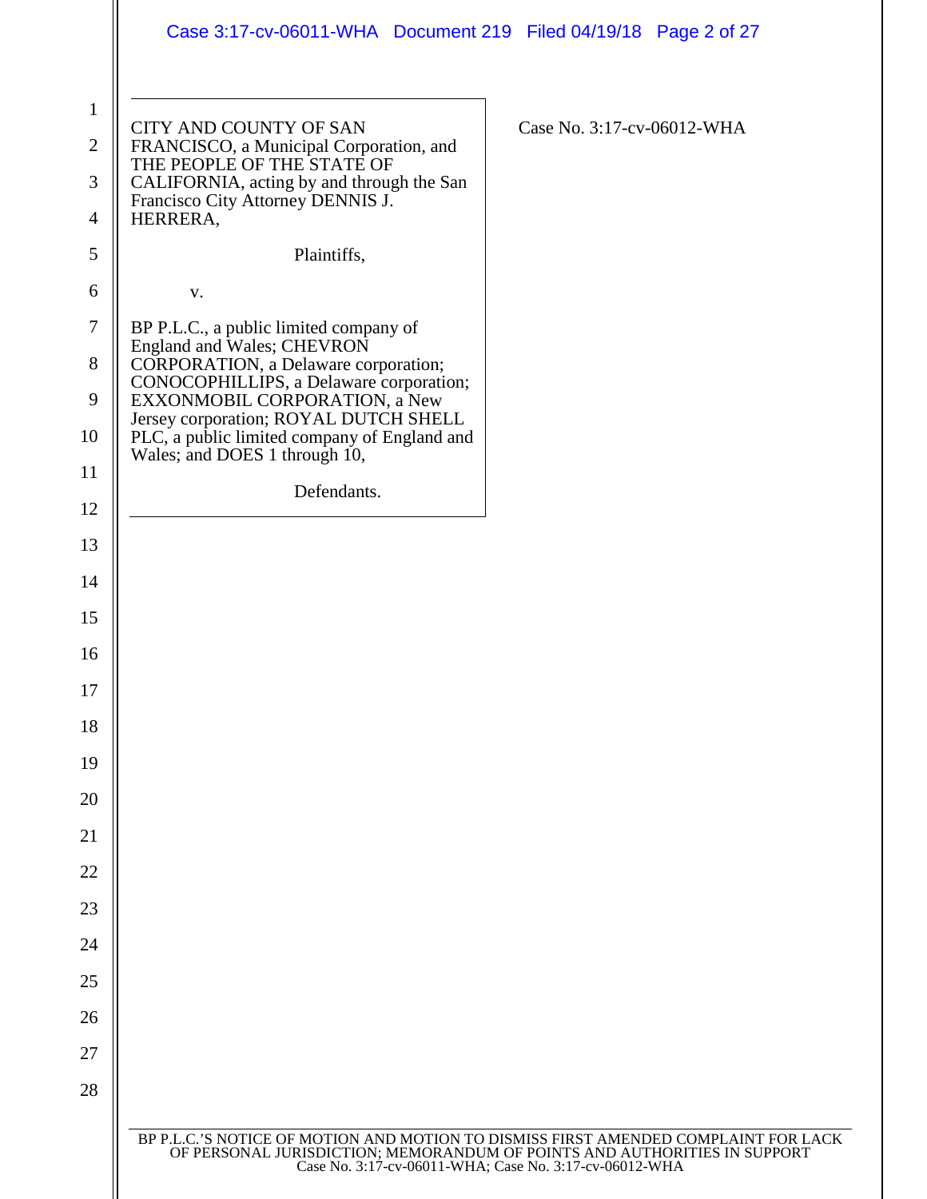CITY AND COUNTY OF SAN FRANCISCO, a Municipal Corporation, and THE PEOPLE OF THE STATE OF CALIFORNIA, acting by and through the San Francisco City Attorney DENNIS J. HERRERA,

Plaintiffs,

v.

BP P.L.C., a public limited company of England and Wales; CHEVRON CORPORATION, a Delaware corporation; CONOCOPHILLIPS, a Delaware corporation; EXXONMOBIL CORPORATION, a New Jersey corporation; ROYAL DUTCH SHELL PLC, a public limited company of England and Wales; and DOES 1 through 10,

Defendants.

Case No. 3:17-cv-06012-WHA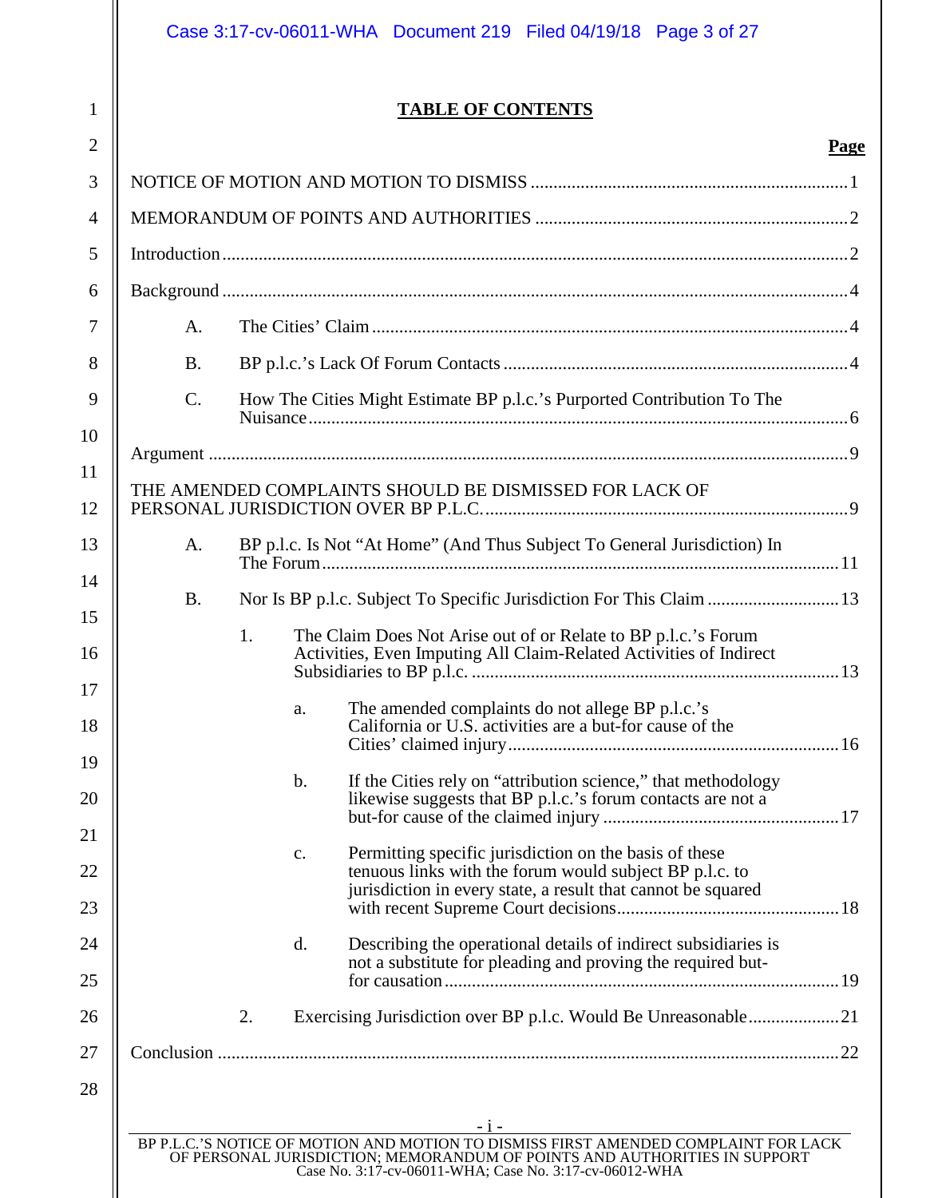# TABLE OF CONTENTS

**Page**

NOTICE OF MOTION AND MOTION TO DISMISS ..... 1

MEMORANDUM OF POINTS AND AUTHORITIES ..... 2

Introduction ..... 2

Background ..... 4

- A. The Cities' Claim ..... 4
- B. BP p.l.c.'s Lack Of Forum Contacts ..... 4
- C. How The Cities Might Estimate BP p.l.c.'s Purported Contribution To The Nuisance ..... 6

Argument ..... 9

THE AMENDED COMPLAINTS SHOULD BE DISMISSED FOR LACK OF PERSONAL JURISDICTION OVER BP P.L.C. ..... 9

- A. BP p.l.c. Is Not "At Home" (And Thus Subject To General Jurisdiction) In The Forum ..... 11
- B. Nor Is BP p.l.c. Subject To Specific Jurisdiction For This Claim ..... 13
  - 1. The Claim Does Not Arise out of or Relate to BP p.l.c.'s Forum Activities, Even Imputing All Claim-Related Activities of Indirect Subsidiaries to BP p.l.c. ..... 13
    - a. The amended complaints do not allege BP p.l.c.'s California or U.S. activities are a but-for cause of the Cities' claimed injury ..... 16
    - b. If the Cities rely on "attribution science," that methodology likewise suggests that BP p.l.c.'s forum contacts are not a but-for cause of the claimed injury ..... 17
    - c. Permitting specific jurisdiction on the basis of these tenuous links with the forum would subject BP p.l.c. to jurisdiction in every state, a result that cannot be squared with recent Supreme Court decisions ..... 18
    - d. Describing the operational details of indirect subsidiaries is not a substitute for pleading and proving the required but-for causation ..... 19
  - 2. Exercising Jurisdiction over BP p.l.c. Would Be Unreasonable ..... 21

Conclusion ..... 22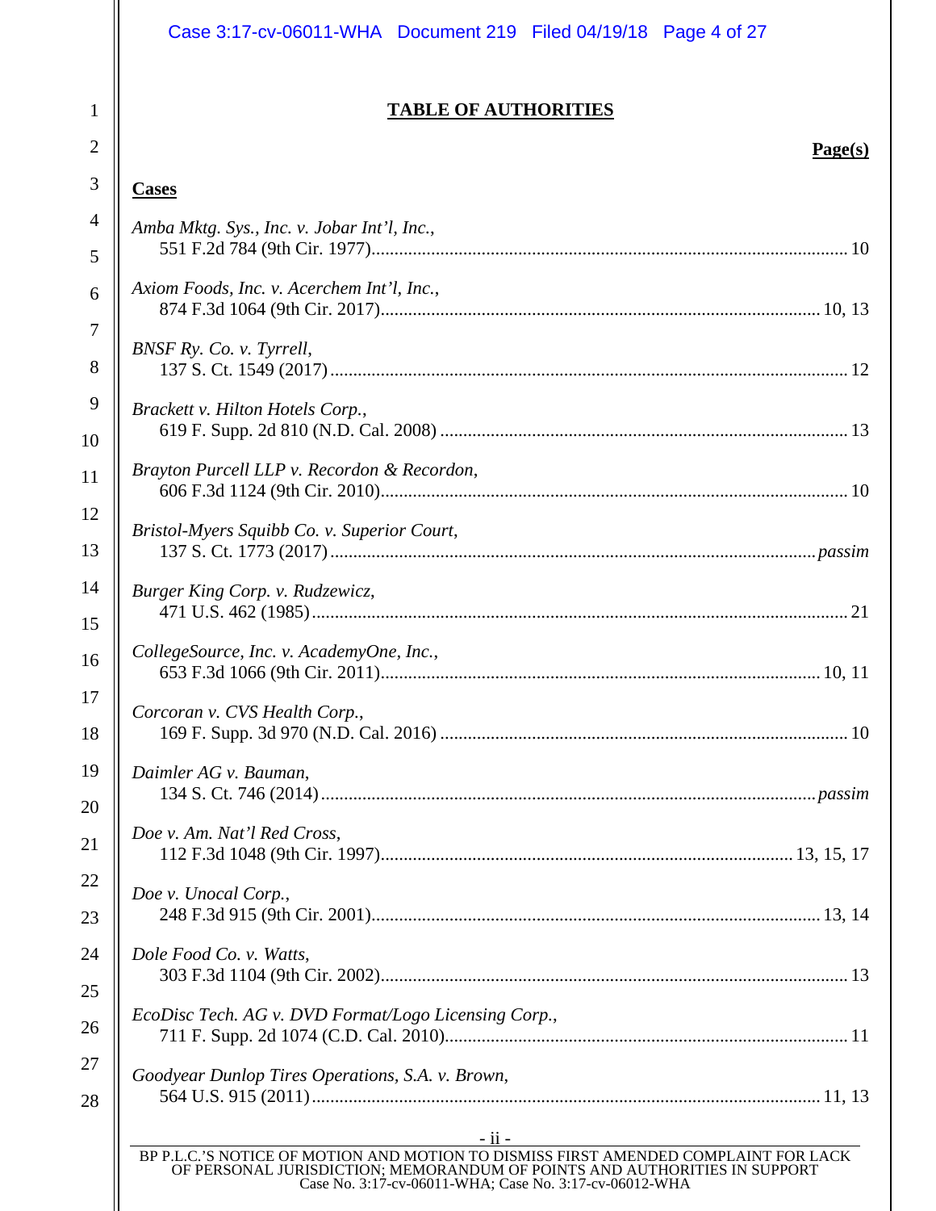## TABLE OF AUTHORITIES

**Page(s)**

### Cases

*Amba Mktg. Sys., Inc. v. Jobar Int'l, Inc.*,
551 F.2d 784 (9th Cir. 1977) .......... 10

*Axiom Foods, Inc. v. Acerchem Int'l, Inc.*,
874 F.3d 1064 (9th Cir. 2017) .......... 10, 13

*BNSF Ry. Co. v. Tyrrell*,
137 S. Ct. 1549 (2017) .......... 12

*Brackett v. Hilton Hotels Corp.*,
619 F. Supp. 2d 810 (N.D. Cal. 2008) .......... 13

*Brayton Purcell LLP v. Recordon & Recordon*,
606 F.3d 1124 (9th Cir. 2010) .......... 10

*Bristol-Myers Squibb Co. v. Superior Court*,
137 S. Ct. 1773 (2017) .......... *passim*

*Burger King Corp. v. Rudzewicz*,
471 U.S. 462 (1985) .......... 21

*CollegeSource, Inc. v. AcademyOne, Inc.*,
653 F.3d 1066 (9th Cir. 2011) .......... 10, 11

*Corcoran v. CVS Health Corp.*,
169 F. Supp. 3d 970 (N.D. Cal. 2016) .......... 10

*Daimler AG v. Bauman*,
134 S. Ct. 746 (2014) .......... *passim*

*Doe v. Am. Nat'l Red Cross*,
112 F.3d 1048 (9th Cir. 1997) .......... 13, 15, 17

*Doe v. Unocal Corp.*,
248 F.3d 915 (9th Cir. 2001) .......... 13, 14

*Dole Food Co. v. Watts*,
303 F.3d 1104 (9th Cir. 2002) .......... 13

*EcoDisc Tech. AG v. DVD Format/Logo Licensing Corp.*,
711 F. Supp. 2d 1074 (C.D. Cal. 2010) .......... 11

*Goodyear Dunlop Tires Operations, S.A. v. Brown*,
564 U.S. 915 (2011) .......... 11, 13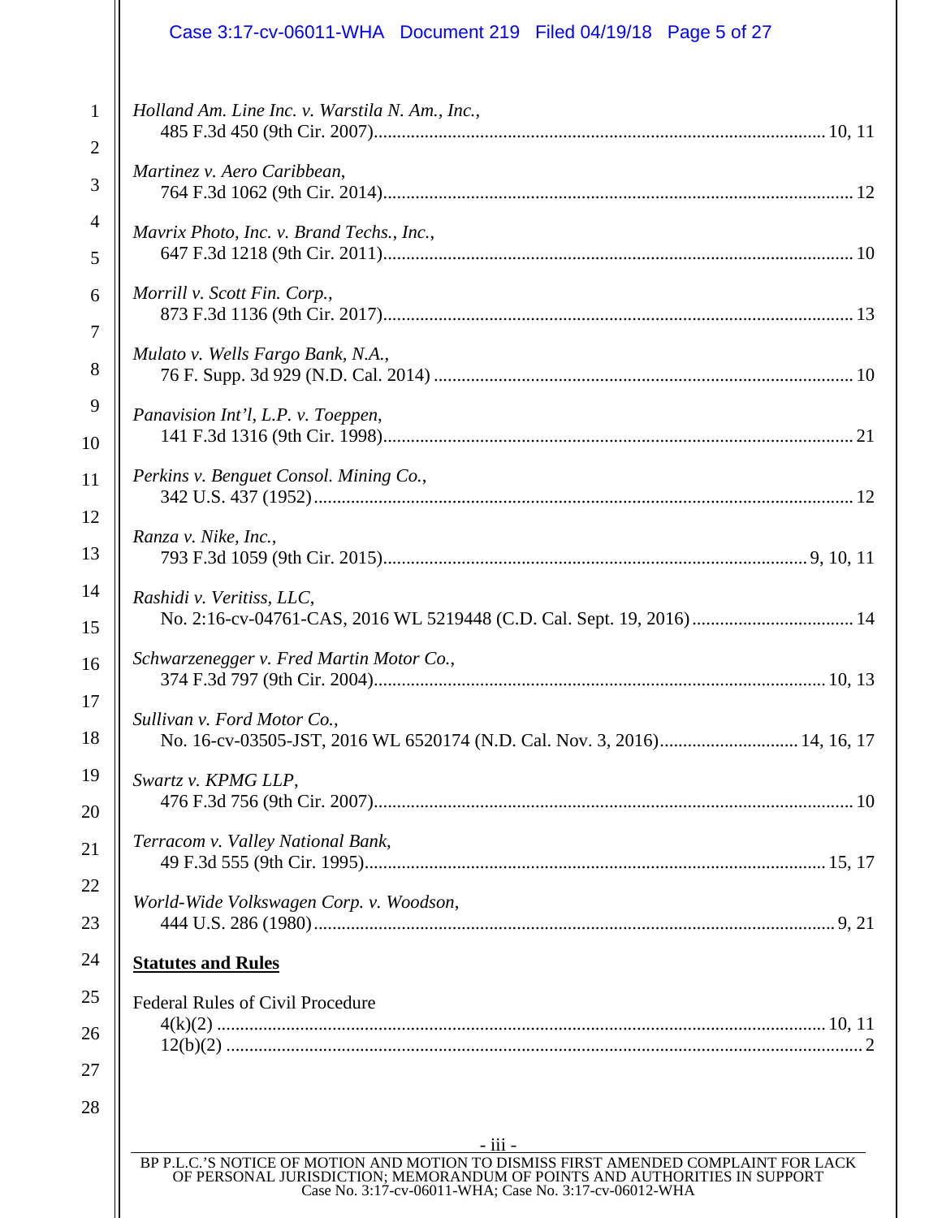*Holland Am. Line Inc. v. Warstila N. Am., Inc.*,
485 F.3d 450 (9th Cir. 2007)........................................................................................10, 11

*Martinez v. Aero Caribbean*,
764 F.3d 1062 (9th Cir. 2014)..........................................................................................12

*Mavrix Photo, Inc. v. Brand Techs., Inc.*,
647 F.3d 1218 (9th Cir. 2011)..........................................................................................10

*Morrill v. Scott Fin. Corp.*,
873 F.3d 1136 (9th Cir. 2017)..........................................................................................13

*Mulato v. Wells Fargo Bank, N.A.*,
76 F. Supp. 3d 929 (N.D. Cal. 2014) ...............................................................................10

*Panavision Int'l, L.P. v. Toeppen*,
141 F.3d 1316 (9th Cir. 1998)..........................................................................................21

*Perkins v. Benguet Consol. Mining Co.*,
342 U.S. 437 (1952).........................................................................................................12

*Ranza v. Nike, Inc.*,
793 F.3d 1059 (9th Cir. 2015)...................................................................................9, 10, 11

*Rashidi v. Veritiss, LLC*,
No. 2:16-cv-04761-CAS, 2016 WL 5219448 (C.D. Cal. Sept. 19, 2016)........................14

*Schwarzenegger v. Fred Martin Motor Co.*,
374 F.3d 797 (9th Cir. 2004).......................................................................................10, 13

*Sullivan v. Ford Motor Co.*,
No. 16-cv-03505-JST, 2016 WL 6520174 (N.D. Cal. Nov. 3, 2016)...................14, 16, 17

*Swartz v. KPMG LLP*,
476 F.3d 756 (9th Cir. 2007)............................................................................................10

*Terracom v. Valley National Bank*,
49 F.3d 555 (9th Cir. 1995)..........................................................................................15, 17

*World-Wide Volkswagen Corp. v. Woodson*,
444 U.S. 286 (1980)......................................................................................................9, 21

**Statutes and Rules**

Federal Rules of Civil Procedure
4(k)(2) .........................................................................................................................10, 11
12(b)(2) ..................................................................................................................................2

BP P.L.C.'S NOTICE OF MOTION AND MOTION TO DISMISS FIRST AMENDED COMPLAINT FOR LACK OF PERSONAL JURISDICTION; MEMORANDUM OF POINTS AND AUTHORITIES IN SUPPORT
Case No. 3:17-cv-06011-WHA; Case No. 3:17-cv-06012-WHA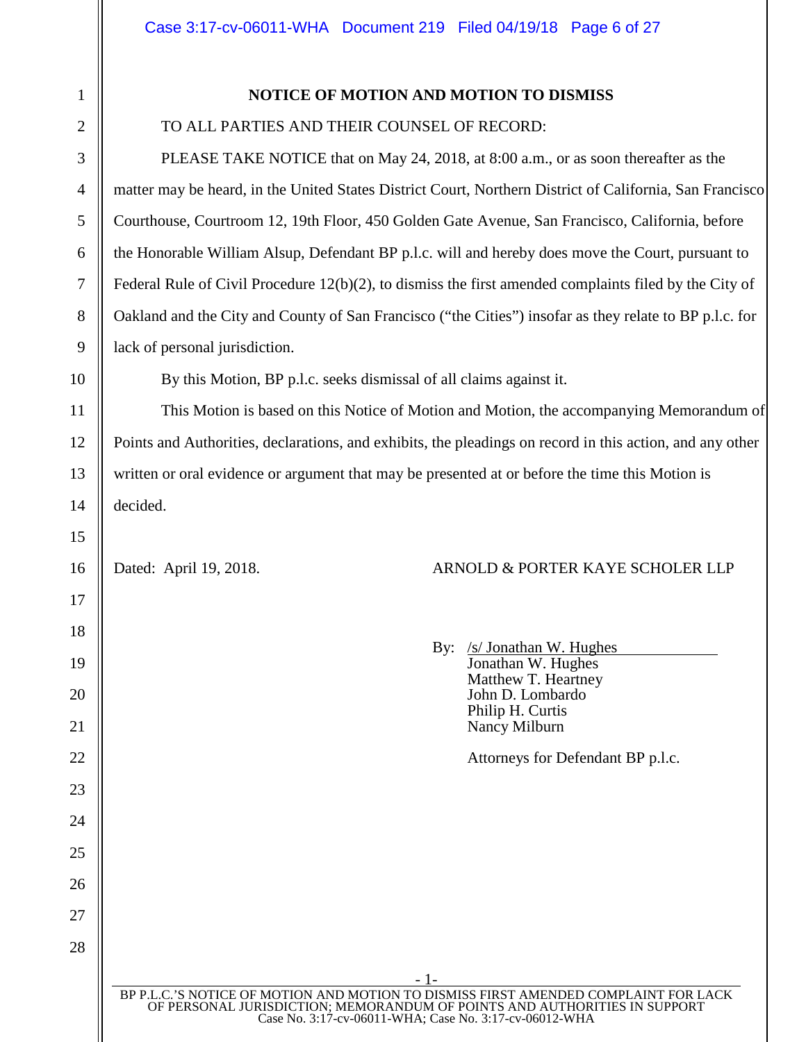**NOTICE OF MOTION AND MOTION TO DISMISS**

TO ALL PARTIES AND THEIR COUNSEL OF RECORD:

PLEASE TAKE NOTICE that on May 24, 2018, at 8:00 a.m., or as soon thereafter as the matter may be heard, in the United States District Court, Northern District of California, San Francisco Courthouse, Courtroom 12, 19th Floor, 450 Golden Gate Avenue, San Francisco, California, before the Honorable William Alsup, Defendant BP p.l.c. will and hereby does move the Court, pursuant to Federal Rule of Civil Procedure 12(b)(2), to dismiss the first amended complaints filed by the City of Oakland and the City and County of San Francisco ("the Cities") insofar as they relate to BP p.l.c. for lack of personal jurisdiction.

By this Motion, BP p.l.c. seeks dismissal of all claims against it.

This Motion is based on this Notice of Motion and Motion, the accompanying Memorandum of Points and Authorities, declarations, and exhibits, the pleadings on record in this action, and any other written or oral evidence or argument that may be presented at or before the time this Motion is decided.

Dated: April 19, 2018.

ARNOLD & PORTER KAYE SCHOLER LLP

By: /s/ Jonathan W. Hughes
Jonathan W. Hughes
Matthew T. Heartney
John D. Lombardo
Philip H. Curtis
Nancy Milburn

Attorneys for Defendant BP p.l.c.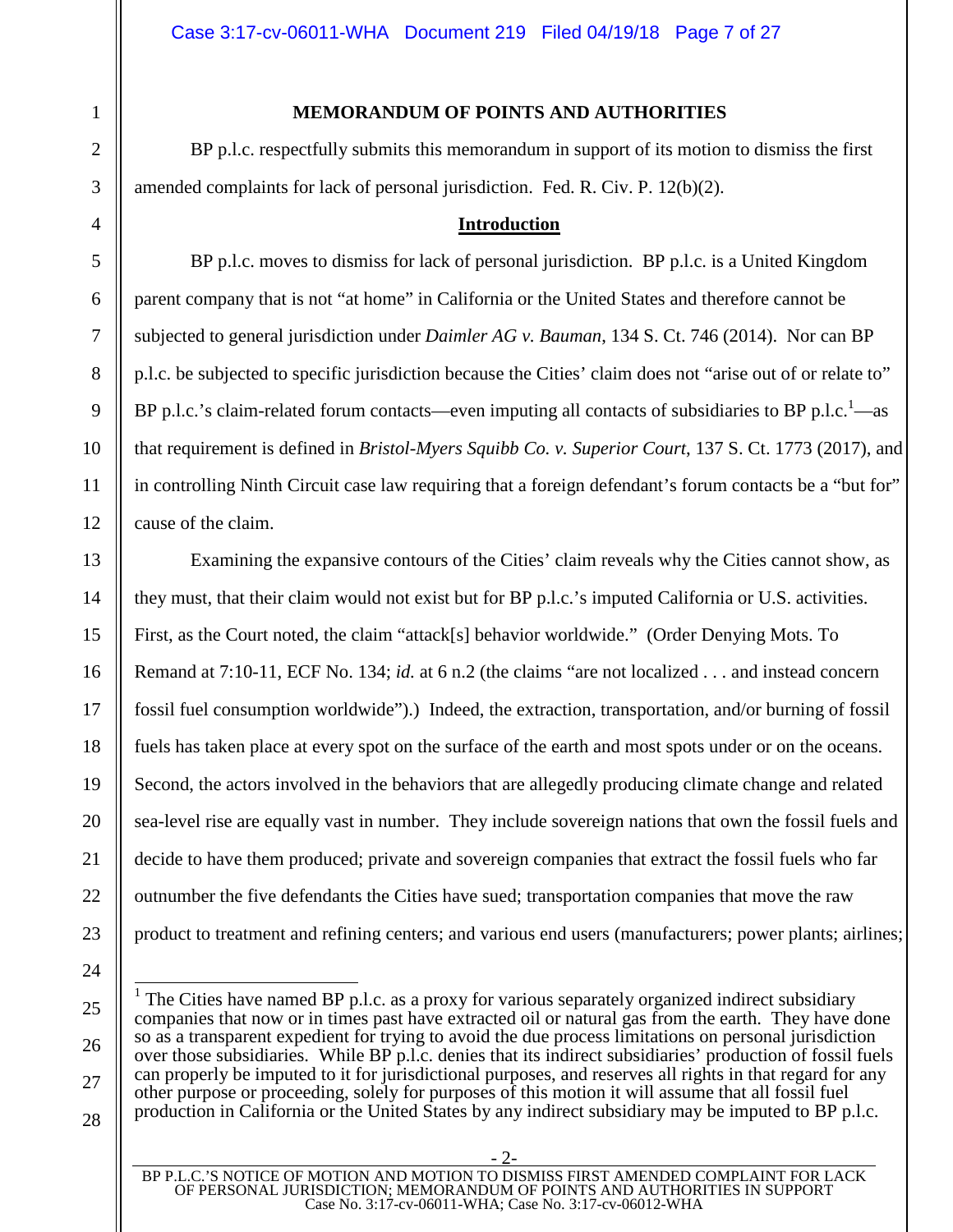## MEMORANDUM OF POINTS AND AUTHORITIES

BP p.l.c. respectfully submits this memorandum in support of its motion to dismiss the first amended complaints for lack of personal jurisdiction. Fed. R. Civ. P. 12(b)(2).

### Introduction

BP p.l.c. moves to dismiss for lack of personal jurisdiction. BP p.l.c. is a United Kingdom parent company that is not "at home" in California or the United States and therefore cannot be subjected to general jurisdiction under *Daimler AG v. Bauman*, 134 S. Ct. 746 (2014). Nor can BP p.l.c. be subjected to specific jurisdiction because the Cities' claim does not "arise out of or relate to" BP p.l.c.'s claim-related forum contacts—even imputing all contacts of subsidiaries to BP p.l.c.[1]—as that requirement is defined in *Bristol-Myers Squibb Co. v. Superior Court*, 137 S. Ct. 1773 (2017), and in controlling Ninth Circuit case law requiring that a foreign defendant's forum contacts be a "but for" cause of the claim.

Examining the expansive contours of the Cities' claim reveals why the Cities cannot show, as they must, that their claim would not exist but for BP p.l.c.'s imputed California or U.S. activities. First, as the Court noted, the claim "attack[s] behavior worldwide." (Order Denying Mots. To Remand at 7:10-11, ECF No. 134; *id.* at 6 n.2 (the claims "are not localized . . . and instead concern fossil fuel consumption worldwide").) Indeed, the extraction, transportation, and/or burning of fossil fuels has taken place at every spot on the surface of the earth and most spots under or on the oceans. Second, the actors involved in the behaviors that are allegedly producing climate change and related sea-level rise are equally vast in number. They include sovereign nations that own the fossil fuels and decide to have them produced; private and sovereign companies that extract the fossil fuels who far outnumber the five defendants the Cities have sued; transportation companies that move the raw product to treatment and refining centers; and various end users (manufacturers; power plants; airlines;

---

[1] The Cities have named BP p.l.c. as a proxy for various separately organized indirect subsidiary companies that now or in times past have extracted oil or natural gas from the earth. They have done so as a transparent expedient for trying to avoid the due process limitations on personal jurisdiction over those subsidiaries. While BP p.l.c. denies that its indirect subsidiaries' production of fossil fuels can properly be imputed to it for jurisdictional purposes, and reserves all rights in that regard for any other purpose or proceeding, solely for purposes of this motion it will assume that all fossil fuel production in California or the United States by any indirect subsidiary may be imputed to BP p.l.c.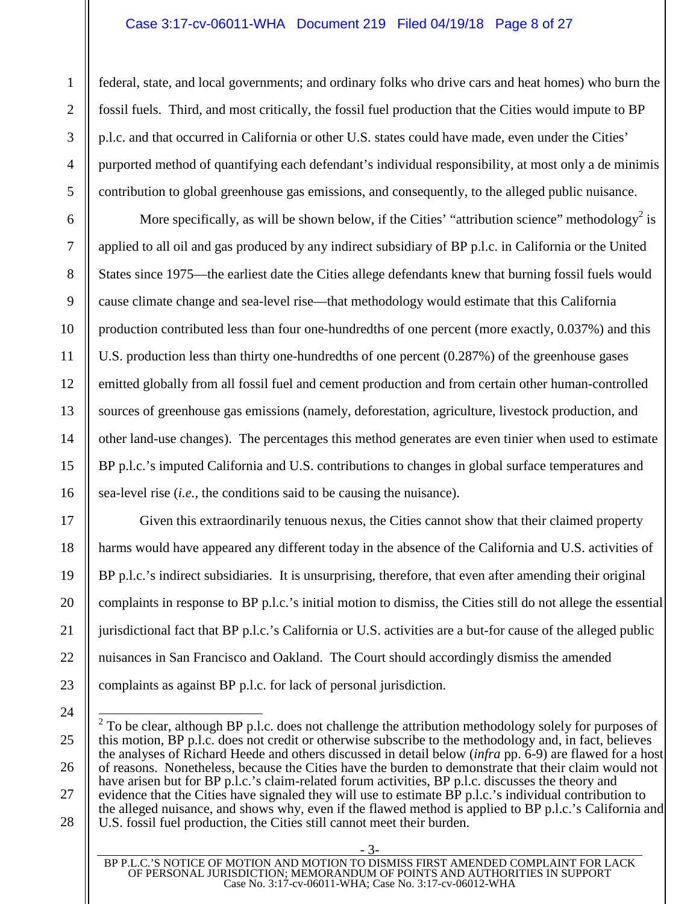federal, state, and local governments; and ordinary folks who drive cars and heat homes) who burn the fossil fuels. Third, and most critically, the fossil fuel production that the Cities would impute to BP p.l.c. and that occurred in California or other U.S. states could have made, even under the Cities' purported method of quantifying each defendant's individual responsibility, at most only a de minimis contribution to global greenhouse gas emissions, and consequently, to the alleged public nuisance.

More specifically, as will be shown below, if the Cities' "attribution science" methodology[2] is applied to all oil and gas produced by any indirect subsidiary of BP p.l.c. in California or the United States since 1975—the earliest date the Cities allege defendants knew that burning fossil fuels would cause climate change and sea-level rise—that methodology would estimate that this California production contributed less than four one-hundredths of one percent (more exactly, 0.037%) and this U.S. production less than thirty one-hundredths of one percent (0.287%) of the greenhouse gases emitted globally from all fossil fuel and cement production and from certain other human-controlled sources of greenhouse gas emissions (namely, deforestation, agriculture, livestock production, and other land-use changes). The percentages this method generates are even tinier when used to estimate BP p.l.c.'s imputed California and U.S. contributions to changes in global surface temperatures and sea-level rise (*i.e.*, the conditions said to be causing the nuisance).

Given this extraordinarily tenuous nexus, the Cities cannot show that their claimed property harms would have appeared any different today in the absence of the California and U.S. activities of BP p.l.c.'s indirect subsidiaries. It is unsurprising, therefore, that even after amending their original complaints in response to BP p.l.c.'s initial motion to dismiss, the Cities still do not allege the essential jurisdictional fact that BP p.l.c.'s California or U.S. activities are a but-for cause of the alleged public nuisances in San Francisco and Oakland. The Court should accordingly dismiss the amended complaints as against BP p.l.c. for lack of personal jurisdiction.

---

[2] To be clear, although BP p.l.c. does not challenge the attribution methodology solely for purposes of this motion, BP p.l.c. does not credit or otherwise subscribe to the methodology and, in fact, believes the analyses of Richard Heede and others discussed in detail below (*infra* pp. 6-9) are flawed for a host of reasons. Nonetheless, because the Cities have the burden to demonstrate that their claim would not have arisen but for BP p.l.c.'s claim-related forum activities, BP p.l.c. discusses the theory and evidence that the Cities have signaled they will use to estimate BP p.l.c.'s individual contribution to the alleged nuisance, and shows why, even if the flawed method is applied to BP p.l.c.'s California and U.S. fossil fuel production, the Cities still cannot meet their burden.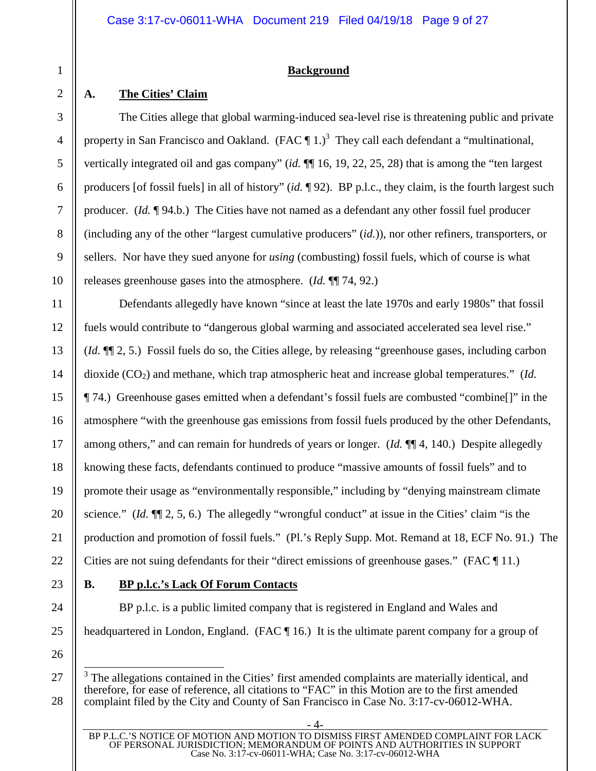## Background

### A. The Cities' Claim

The Cities allege that global warming-induced sea-level rise is threatening public and private property in San Francisco and Oakland. (FAC ¶ 1.)[3] They call each defendant a "multinational, vertically integrated oil and gas company" (*id.* ¶¶ 16, 19, 22, 25, 28) that is among the "ten largest producers [of fossil fuels] in all of history" (*id.* ¶ 92). BP p.l.c., they claim, is the fourth largest such producer. (*Id.* ¶ 94.b.) The Cities have not named as a defendant any other fossil fuel producer (including any of the other "largest cumulative producers" (*id.*)), nor other refiners, transporters, or sellers. Nor have they sued anyone for *using* (combusting) fossil fuels, which of course is what releases greenhouse gases into the atmosphere. (*Id.* ¶¶ 74, 92.)

Defendants allegedly have known "since at least the late 1970s and early 1980s" that fossil fuels would contribute to "dangerous global warming and associated accelerated sea level rise." (*Id.* ¶¶ 2, 5.) Fossil fuels do so, the Cities allege, by releasing "greenhouse gases, including carbon dioxide ($CO_2$) and methane, which trap atmospheric heat and increase global temperatures." (*Id.* ¶ 74.) Greenhouse gases emitted when a defendant's fossil fuels are combusted "combine[]" in the atmosphere "with the greenhouse gas emissions from fossil fuels produced by the other Defendants, among others," and can remain for hundreds of years or longer. (*Id.* ¶¶ 4, 140.) Despite allegedly knowing these facts, defendants continued to produce "massive amounts of fossil fuels" and to promote their usage as "environmentally responsible," including by "denying mainstream climate science." (*Id.* ¶¶ 2, 5, 6.) The allegedly "wrongful conduct" at issue in the Cities' claim "is the production and promotion of fossil fuels." (Pl.'s Reply Supp. Mot. Remand at 18, ECF No. 91.) The Cities are not suing defendants for their "direct emissions of greenhouse gases." (FAC ¶ 11.)

### B. BP p.l.c.'s Lack Of Forum Contacts

BP p.l.c. is a public limited company that is registered in England and Wales and headquartered in London, England. (FAC ¶ 16.) It is the ultimate parent company for a group of

---

[3] The allegations contained in the Cities' first amended complaints are materially identical, and therefore, for ease of reference, all citations to "FAC" in this Motion are to the first amended complaint filed by the City and County of San Francisco in Case No. 3:17-cv-06012-WHA.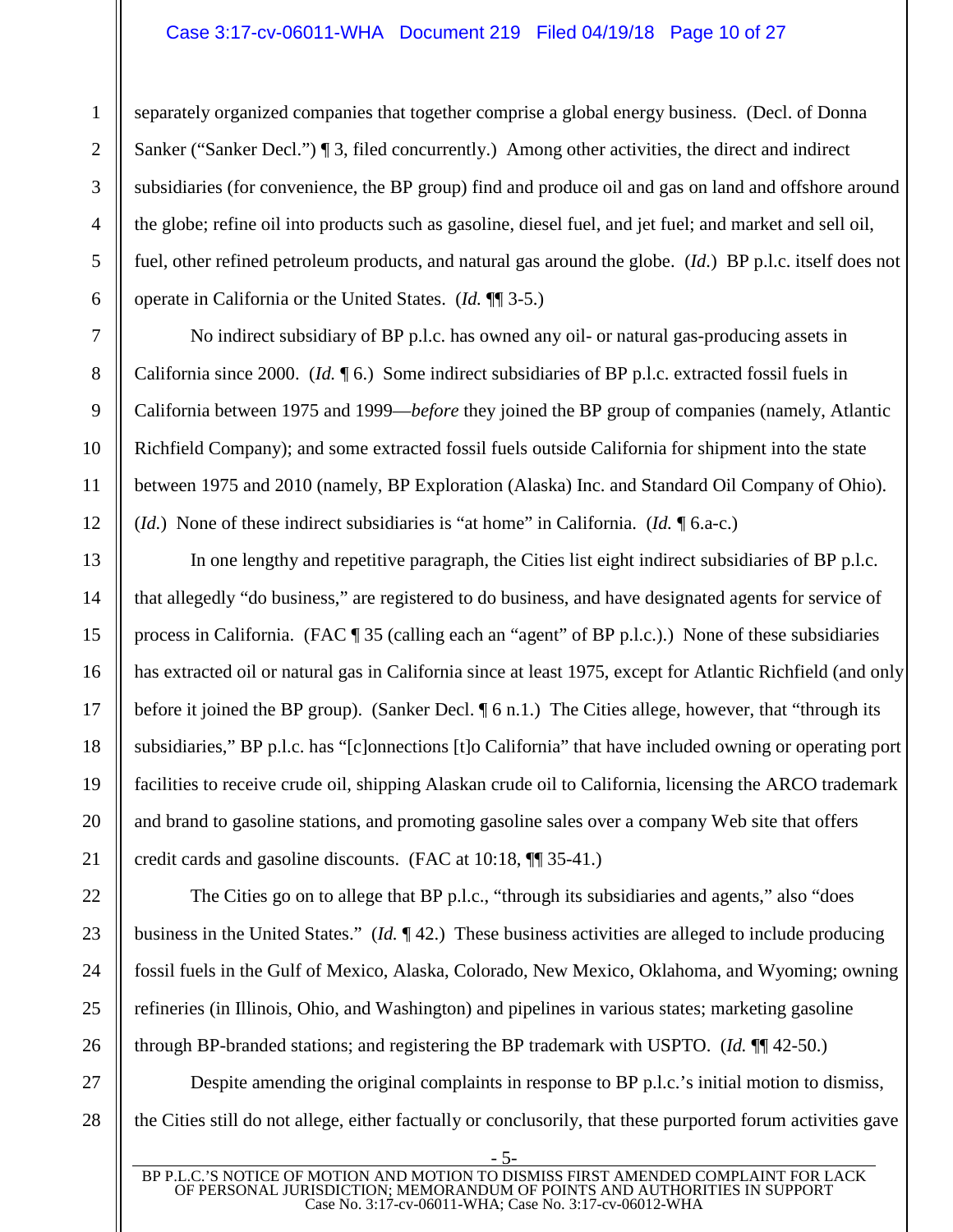separately organized companies that together comprise a global energy business. (Decl. of Donna Sanker ("Sanker Decl.") ¶ 3, filed concurrently.) Among other activities, the direct and indirect subsidiaries (for convenience, the BP group) find and produce oil and gas on land and offshore around the globe; refine oil into products such as gasoline, diesel fuel, and jet fuel; and market and sell oil, fuel, other refined petroleum products, and natural gas around the globe. (*Id.*) BP p.l.c. itself does not operate in California or the United States. (*Id.* ¶¶ 3-5.)

No indirect subsidiary of BP p.l.c. has owned any oil- or natural gas-producing assets in California since 2000. (*Id.* ¶ 6.) Some indirect subsidiaries of BP p.l.c. extracted fossil fuels in California between 1975 and 1999—*before* they joined the BP group of companies (namely, Atlantic Richfield Company); and some extracted fossil fuels outside California for shipment into the state between 1975 and 2010 (namely, BP Exploration (Alaska) Inc. and Standard Oil Company of Ohio). (*Id.*) None of these indirect subsidiaries is "at home" in California. (*Id.* ¶ 6.a-c.)

In one lengthy and repetitive paragraph, the Cities list eight indirect subsidiaries of BP p.l.c. that allegedly "do business," are registered to do business, and have designated agents for service of process in California. (FAC ¶ 35 (calling each an "agent" of BP p.l.c.).) None of these subsidiaries has extracted oil or natural gas in California since at least 1975, except for Atlantic Richfield (and only before it joined the BP group). (Sanker Decl. ¶ 6 n.1.) The Cities allege, however, that "through its subsidiaries," BP p.l.c. has "[c]onnections [t]o California" that have included owning or operating port facilities to receive crude oil, shipping Alaskan crude oil to California, licensing the ARCO trademark and brand to gasoline stations, and promoting gasoline sales over a company Web site that offers credit cards and gasoline discounts. (FAC at 10:18, ¶¶ 35-41.)

The Cities go on to allege that BP p.l.c., "through its subsidiaries and agents," also "does business in the United States." (*Id.* ¶ 42.) These business activities are alleged to include producing fossil fuels in the Gulf of Mexico, Alaska, Colorado, New Mexico, Oklahoma, and Wyoming; owning refineries (in Illinois, Ohio, and Washington) and pipelines in various states; marketing gasoline through BP-branded stations; and registering the BP trademark with USPTO. (*Id.* ¶¶ 42-50.)

Despite amending the original complaints in response to BP p.l.c.'s initial motion to dismiss, the Cities still do not allege, either factually or conclusorily, that these purported forum activities gave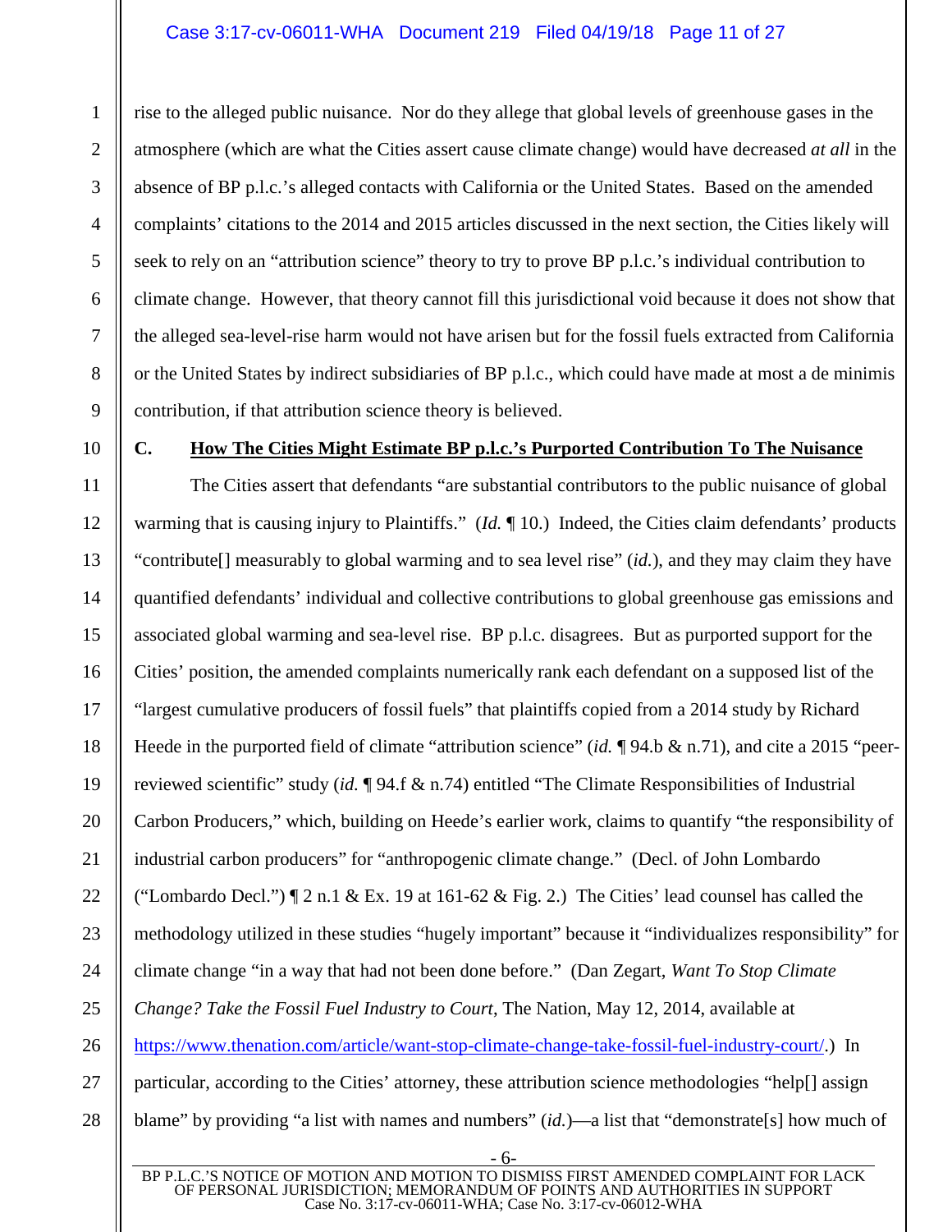rise to the alleged public nuisance. Nor do they allege that global levels of greenhouse gases in the atmosphere (which are what the Cities assert cause climate change) would have decreased *at all* in the absence of BP p.l.c.'s alleged contacts with California or the United States. Based on the amended complaints' citations to the 2014 and 2015 articles discussed in the next section, the Cities likely will seek to rely on an "attribution science" theory to try to prove BP p.l.c.'s individual contribution to climate change. However, that theory cannot fill this jurisdictional void because it does not show that the alleged sea-level-rise harm would not have arisen but for the fossil fuels extracted from California or the United States by indirect subsidiaries of BP p.l.c., which could have made at most a de minimis contribution, if that attribution science theory is believed.

### C. How The Cities Might Estimate BP p.l.c.'s Purported Contribution To The Nuisance

The Cities assert that defendants "are substantial contributors to the public nuisance of global warming that is causing injury to Plaintiffs." (*Id.* ¶ 10.) Indeed, the Cities claim defendants' products "contribute[] measurably to global warming and to sea level rise" (*id.*), and they may claim they have quantified defendants' individual and collective contributions to global greenhouse gas emissions and associated global warming and sea-level rise. BP p.l.c. disagrees. But as purported support for the Cities' position, the amended complaints numerically rank each defendant on a supposed list of the "largest cumulative producers of fossil fuels" that plaintiffs copied from a 2014 study by Richard Heede in the purported field of climate "attribution science" (*id.* ¶ 94.b & n.71), and cite a 2015 "peer-reviewed scientific" study (*id.* ¶ 94.f & n.74) entitled "The Climate Responsibilities of Industrial Carbon Producers," which, building on Heede's earlier work, claims to quantify "the responsibility of industrial carbon producers" for "anthropogenic climate change." (Decl. of John Lombardo ("Lombardo Decl.") ¶ 2 n.1 & Ex. 19 at 161-62 & Fig. 2.) The Cities' lead counsel has called the methodology utilized in these studies "hugely important" because it "individualizes responsibility" for climate change "in a way that had not been done before." (Dan Zegart, *Want To Stop Climate Change? Take the Fossil Fuel Industry to Court*, The Nation, May 12, 2014, available at https://www.thenation.com/article/want-stop-climate-change-take-fossil-fuel-industry-court/.) In particular, according to the Cities' attorney, these attribution science methodologies "help[] assign blame" by providing "a list with names and numbers" (*id.*)—a list that "demonstrate[s] how much of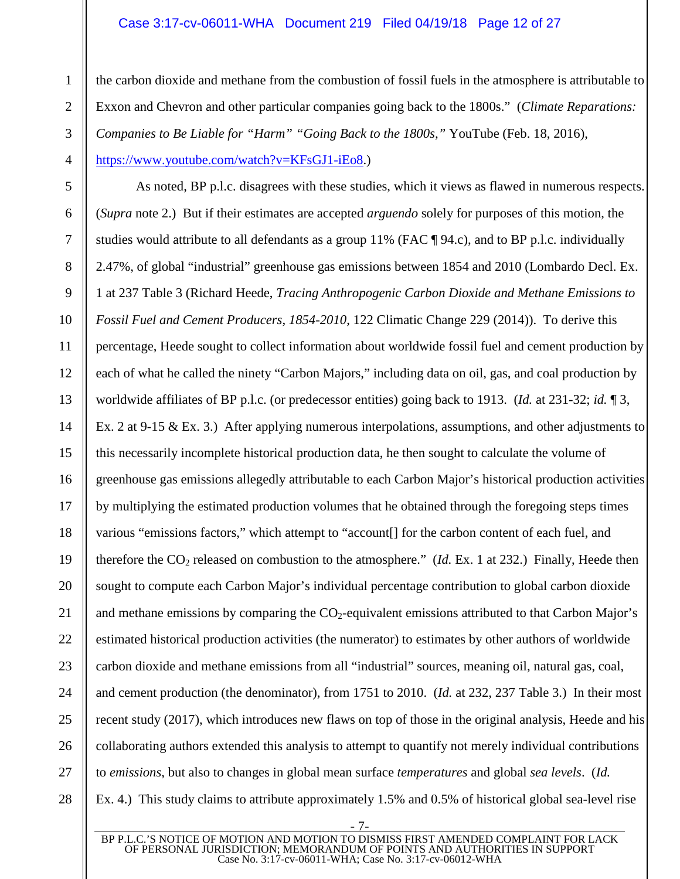the carbon dioxide and methane from the combustion of fossil fuels in the atmosphere is attributable to Exxon and Chevron and other particular companies going back to the 1800s." (*Climate Reparations: Companies to Be Liable for "Harm" "Going Back to the 1800s,"* YouTube (Feb. 18, 2016), https://www.youtube.com/watch?v=KFsGJ1-iEo8.)

As noted, BP p.l.c. disagrees with these studies, which it views as flawed in numerous respects. (*Supra* note 2.) But if their estimates are accepted *arguendo* solely for purposes of this motion, the studies would attribute to all defendants as a group 11% (FAC ¶ 94.c), and to BP p.l.c. individually 2.47%, of global "industrial" greenhouse gas emissions between 1854 and 2010 (Lombardo Decl. Ex. 1 at 237 Table 3 (Richard Heede, *Tracing Anthropogenic Carbon Dioxide and Methane Emissions to Fossil Fuel and Cement Producers, 1854-2010*, 122 Climatic Change 229 (2014)). To derive this percentage, Heede sought to collect information about worldwide fossil fuel and cement production by each of what he called the ninety "Carbon Majors," including data on oil, gas, and coal production by worldwide affiliates of BP p.l.c. (or predecessor entities) going back to 1913. (*Id.* at 231-32; *id.* ¶ 3, Ex. 2 at 9-15 & Ex. 3.) After applying numerous interpolations, assumptions, and other adjustments to this necessarily incomplete historical production data, he then sought to calculate the volume of greenhouse gas emissions allegedly attributable to each Carbon Major's historical production activities by multiplying the estimated production volumes that he obtained through the foregoing steps times various "emissions factors," which attempt to "account[] for the carbon content of each fuel, and therefore the $CO_2$ released on combustion to the atmosphere." (*Id.* Ex. 1 at 232.) Finally, Heede then sought to compute each Carbon Major's individual percentage contribution to global carbon dioxide and methane emissions by comparing the $CO_2$-equivalent emissions attributed to that Carbon Major's estimated historical production activities (the numerator) to estimates by other authors of worldwide carbon dioxide and methane emissions from all "industrial" sources, meaning oil, natural gas, coal, and cement production (the denominator), from 1751 to 2010. (*Id.* at 232, 237 Table 3.) In their most recent study (2017), which introduces new flaws on top of those in the original analysis, Heede and his collaborating authors extended this analysis to attempt to quantify not merely individual contributions to *emissions*, but also to changes in global mean surface *temperatures* and global *sea levels*. (*Id.* Ex. 4.) This study claims to attribute approximately 1.5% and 0.5% of historical global sea-level rise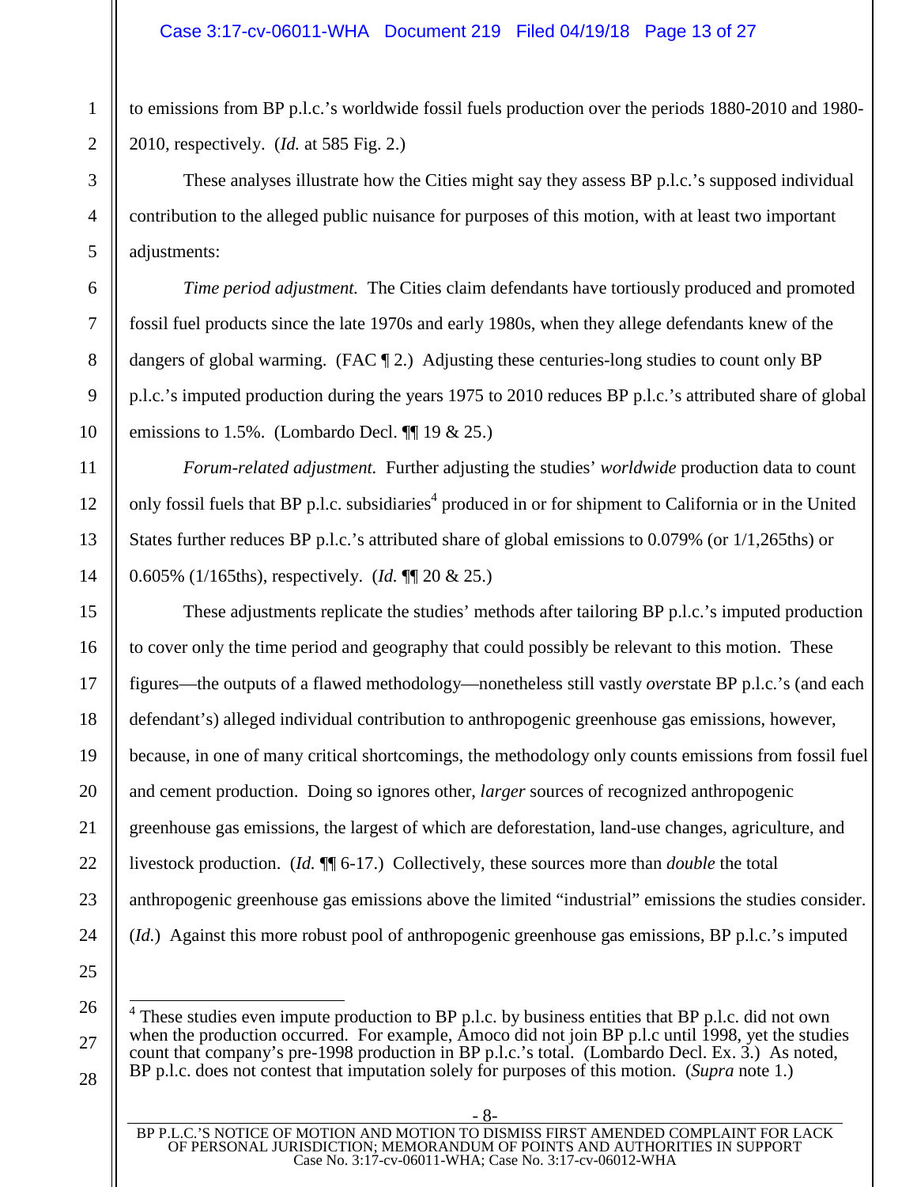to emissions from BP p.l.c.'s worldwide fossil fuels production over the periods 1880-2010 and 1980-2010, respectively. (*Id.* at 585 Fig. 2.)

These analyses illustrate how the Cities might say they assess BP p.l.c.'s supposed individual contribution to the alleged public nuisance for purposes of this motion, with at least two important adjustments:

*Time period adjustment.* The Cities claim defendants have tortiously produced and promoted fossil fuel products since the late 1970s and early 1980s, when they allege defendants knew of the dangers of global warming. (FAC ¶ 2.) Adjusting these centuries-long studies to count only BP p.l.c.'s imputed production during the years 1975 to 2010 reduces BP p.l.c.'s attributed share of global emissions to 1.5%. (Lombardo Decl. ¶¶ 19 & 25.)

*Forum-related adjustment.* Further adjusting the studies' *worldwide* production data to count only fossil fuels that BP p.l.c. subsidiaries[4] produced in or for shipment to California or in the United States further reduces BP p.l.c.'s attributed share of global emissions to 0.079% (or 1/1,265ths) or 0.605% (1/165ths), respectively. (*Id.* ¶¶ 20 & 25.)

These adjustments replicate the studies' methods after tailoring BP p.l.c.'s imputed production to cover only the time period and geography that could possibly be relevant to this motion. These figures—the outputs of a flawed methodology—nonetheless still vastly *over*state BP p.l.c.'s (and each defendant's) alleged individual contribution to anthropogenic greenhouse gas emissions, however, because, in one of many critical shortcomings, the methodology only counts emissions from fossil fuel and cement production. Doing so ignores other, *larger* sources of recognized anthropogenic greenhouse gas emissions, the largest of which are deforestation, land-use changes, agriculture, and livestock production. (*Id.* ¶¶ 6-17.) Collectively, these sources more than *double* the total anthropogenic greenhouse gas emissions above the limited "industrial" emissions the studies consider. (*Id.*) Against this more robust pool of anthropogenic greenhouse gas emissions, BP p.l.c.'s imputed

---

[4] These studies even impute production to BP p.l.c. by business entities that BP p.l.c. did not own when the production occurred. For example, Amoco did not join BP p.l.c until 1998, yet the studies count that company's pre-1998 production in BP p.l.c.'s total. (Lombardo Decl. Ex. 3.) As noted, BP p.l.c. does not contest that imputation solely for purposes of this motion. (*Supra* note 1.)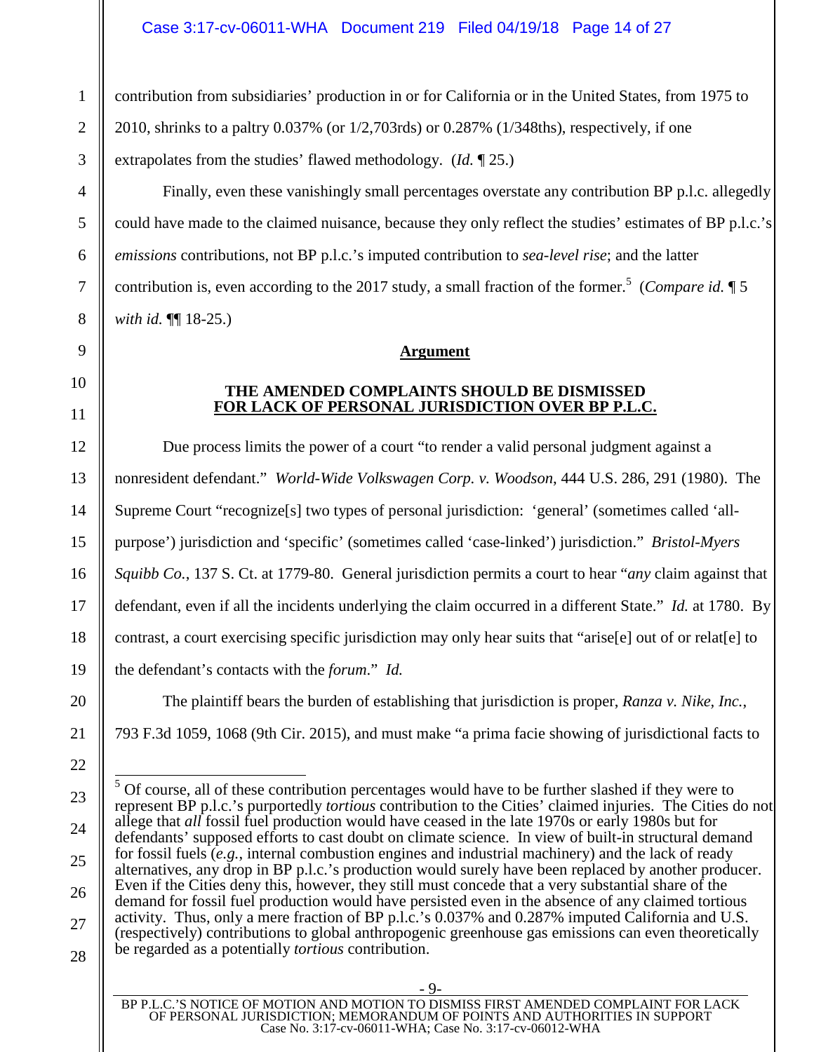contribution from subsidiaries' production in or for California or in the United States, from 1975 to 2010, shrinks to a paltry 0.037% (or 1/2,703rds) or 0.287% (1/348ths), respectively, if one extrapolates from the studies' flawed methodology. (*Id.* ¶ 25.)

Finally, even these vanishingly small percentages overstate any contribution BP p.l.c. allegedly could have made to the claimed nuisance, because they only reflect the studies' estimates of BP p.l.c.'s *emissions* contributions, not BP p.l.c.'s imputed contribution to *sea-level rise*; and the latter contribution is, even according to the 2017 study, a small fraction of the former.[5] (*Compare id.* ¶ 5 *with id.* ¶¶ 18-25.)

## Argument

### THE AMENDED COMPLAINTS SHOULD BE DISMISSED FOR LACK OF PERSONAL JURISDICTION OVER BP P.L.C.

Due process limits the power of a court "to render a valid personal judgment against a nonresident defendant." *World-Wide Volkswagen Corp. v. Woodson*, 444 U.S. 286, 291 (1980). The Supreme Court "recognize[s] two types of personal jurisdiction: 'general' (sometimes called 'all-purpose') jurisdiction and 'specific' (sometimes called 'case-linked') jurisdiction." *Bristol-Myers Squibb Co.*, 137 S. Ct. at 1779-80. General jurisdiction permits a court to hear "*any* claim against that defendant, even if all the incidents underlying the claim occurred in a different State." *Id.* at 1780. By contrast, a court exercising specific jurisdiction may only hear suits that "arise[e] out of or relat[e] to the defendant's contacts with the *forum*." *Id.*

The plaintiff bears the burden of establishing that jurisdiction is proper, *Ranza v. Nike, Inc.*, 793 F.3d 1059, 1068 (9th Cir. 2015), and must make "a prima facie showing of jurisdictional facts to

---

[5] Of course, all of these contribution percentages would have to be further slashed if they were to represent BP p.l.c.'s purportedly *tortious* contribution to the Cities' claimed injuries. The Cities do not allege that *all* fossil fuel production would have ceased in the late 1970s or early 1980s but for defendants' supposed efforts to cast doubt on climate science. In view of built-in structural demand for fossil fuels (*e.g.*, internal combustion engines and industrial machinery) and the lack of ready alternatives, any drop in BP p.l.c.'s production would surely have been replaced by another producer. Even if the Cities deny this, however, they still must concede that a very substantial share of the demand for fossil fuel production would have persisted even in the absence of any claimed tortious activity. Thus, only a mere fraction of BP p.l.c.'s 0.037% and 0.287% imputed California and U.S. (respectively) contributions to global anthropogenic greenhouse gas emissions can even theoretically be regarded as a potentially *tortious* contribution.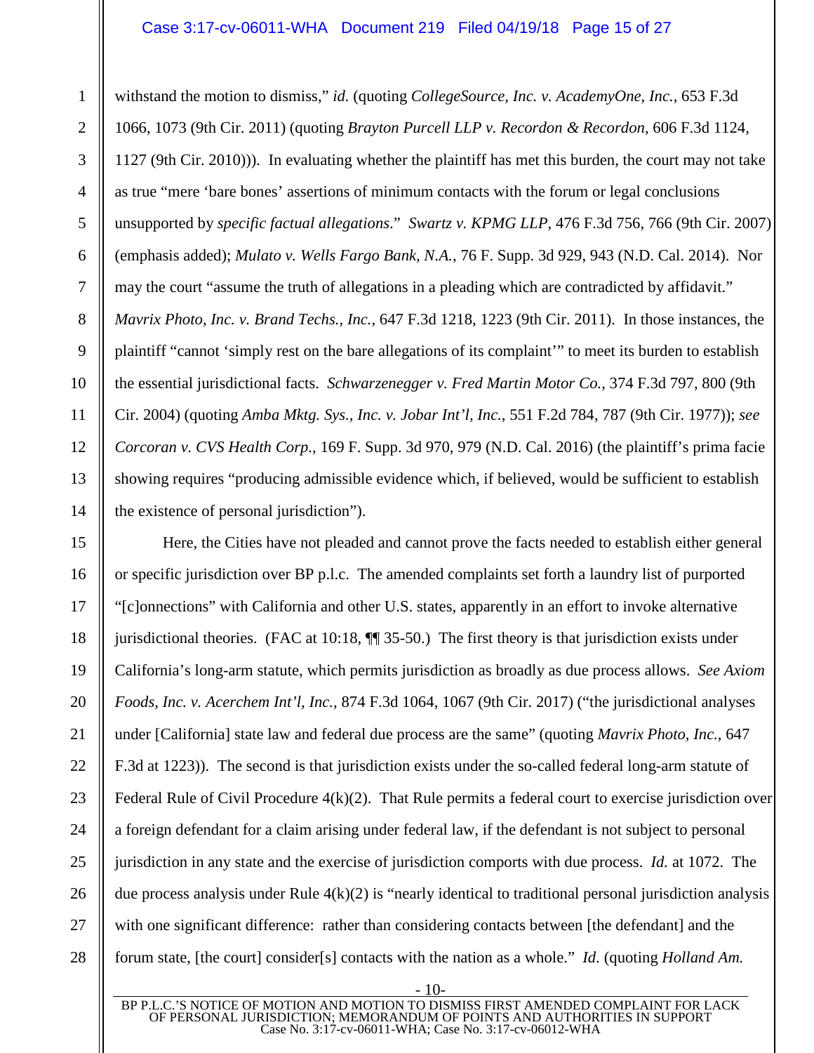withstand the motion to dismiss," *id.* (quoting *CollegeSource, Inc. v. AcademyOne, Inc.*, 653 F.3d 1066, 1073 (9th Cir. 2011) (quoting *Brayton Purcell LLP v. Recordon & Recordon*, 606 F.3d 1124, 1127 (9th Cir. 2010))). In evaluating whether the plaintiff has met this burden, the court may not take as true "mere 'bare bones' assertions of minimum contacts with the forum or legal conclusions unsupported by *specific factual allegations*." *Swartz v. KPMG LLP*, 476 F.3d 756, 766 (9th Cir. 2007) (emphasis added); *Mulato v. Wells Fargo Bank, N.A.*, 76 F. Supp. 3d 929, 943 (N.D. Cal. 2014). Nor may the court "assume the truth of allegations in a pleading which are contradicted by affidavit." *Mavrix Photo, Inc. v. Brand Techs., Inc.*, 647 F.3d 1218, 1223 (9th Cir. 2011). In those instances, the plaintiff "cannot 'simply rest on the bare allegations of its complaint'" to meet its burden to establish the essential jurisdictional facts. *Schwarzenegger v. Fred Martin Motor Co.*, 374 F.3d 797, 800 (9th Cir. 2004) (quoting *Amba Mktg. Sys., Inc. v. Jobar Int'l, Inc.*, 551 F.2d 784, 787 (9th Cir. 1977)); *see Corcoran v. CVS Health Corp.*, 169 F. Supp. 3d 970, 979 (N.D. Cal. 2016) (the plaintiff's prima facie showing requires "producing admissible evidence which, if believed, would be sufficient to establish the existence of personal jurisdiction").

Here, the Cities have not pleaded and cannot prove the facts needed to establish either general or specific jurisdiction over BP p.l.c. The amended complaints set forth a laundry list of purported "[c]onnections" with California and other U.S. states, apparently in an effort to invoke alternative jurisdictional theories. (FAC at 10:18, ¶¶ 35-50.) The first theory is that jurisdiction exists under California's long-arm statute, which permits jurisdiction as broadly as due process allows. *See Axiom Foods, Inc. v. Acerchem Int'l, Inc.*, 874 F.3d 1064, 1067 (9th Cir. 2017) ("the jurisdictional analyses under [California] state law and federal due process are the same" (quoting *Mavrix Photo, Inc.*, 647 F.3d at 1223)). The second is that jurisdiction exists under the so-called federal long-arm statute of Federal Rule of Civil Procedure 4(k)(2). That Rule permits a federal court to exercise jurisdiction over a foreign defendant for a claim arising under federal law, if the defendant is not subject to personal jurisdiction in any state and the exercise of jurisdiction comports with due process. *Id.* at 1072. The due process analysis under Rule 4(k)(2) is "nearly identical to traditional personal jurisdiction analysis with one significant difference: rather than considering contacts between [the defendant] and the forum state, [the court] consider[s] contacts with the nation as a whole." *Id.* (quoting *Holland Am.*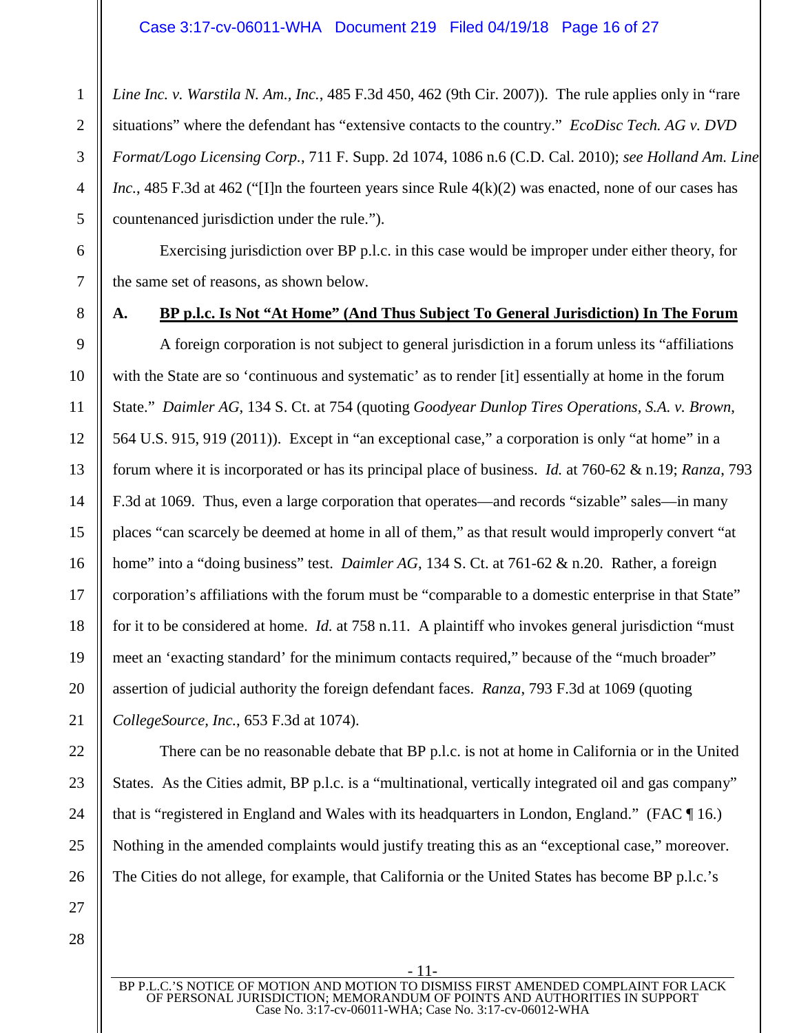*Line Inc. v. Warstila N. Am., Inc.*, 485 F.3d 450, 462 (9th Cir. 2007)). The rule applies only in "rare situations" where the defendant has "extensive contacts to the country." *EcoDisc Tech. AG v. DVD Format/Logo Licensing Corp.*, 711 F. Supp. 2d 1074, 1086 n.6 (C.D. Cal. 2010); *see Holland Am. Line Inc.*, 485 F.3d at 462 ("[I]n the fourteen years since Rule 4(k)(2) was enacted, none of our cases has countenanced jurisdiction under the rule.").

Exercising jurisdiction over BP p.l.c. in this case would be improper under either theory, for the same set of reasons, as shown below.

## A. BP p.l.c. Is Not "At Home" (And Thus Subject To General Jurisdiction) In The Forum

A foreign corporation is not subject to general jurisdiction in a forum unless its "affiliations with the State are so 'continuous and systematic' as to render [it] essentially at home in the forum State." *Daimler AG*, 134 S. Ct. at 754 (quoting *Goodyear Dunlop Tires Operations, S.A. v. Brown*, 564 U.S. 915, 919 (2011)). Except in "an exceptional case," a corporation is only "at home" in a forum where it is incorporated or has its principal place of business. *Id.* at 760-62 & n.19; *Ranza*, 793 F.3d at 1069. Thus, even a large corporation that operates—and records "sizable" sales—in many places "can scarcely be deemed at home in all of them," as that result would improperly convert "at home" into a "doing business" test. *Daimler AG*, 134 S. Ct. at 761-62 & n.20. Rather, a foreign corporation's affiliations with the forum must be "comparable to a domestic enterprise in that State" for it to be considered at home. *Id.* at 758 n.11. A plaintiff who invokes general jurisdiction "must meet an 'exacting standard' for the minimum contacts required," because of the "much broader" assertion of judicial authority the foreign defendant faces. *Ranza*, 793 F.3d at 1069 (quoting *CollegeSource, Inc.*, 653 F.3d at 1074).

There can be no reasonable debate that BP p.l.c. is not at home in California or in the United States. As the Cities admit, BP p.l.c. is a "multinational, vertically integrated oil and gas company" that is "registered in England and Wales with its headquarters in London, England." (FAC ¶ 16.) Nothing in the amended complaints would justify treating this as an "exceptional case," moreover. The Cities do not allege, for example, that California or the United States has become BP p.l.c.'s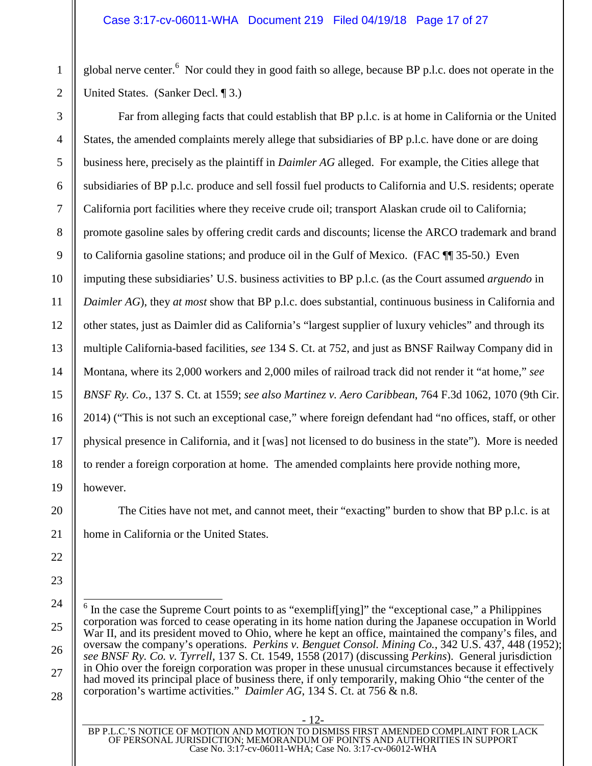global nerve center.[6] Nor could they in good faith so allege, because BP p.l.c. does not operate in the United States. (Sanker Decl. ¶ 3.)

Far from alleging facts that could establish that BP p.l.c. is at home in California or the United States, the amended complaints merely allege that subsidiaries of BP p.l.c. have done or are doing business here, precisely as the plaintiff in *Daimler AG* alleged. For example, the Cities allege that subsidiaries of BP p.l.c. produce and sell fossil fuel products to California and U.S. residents; operate California port facilities where they receive crude oil; transport Alaskan crude oil to California; promote gasoline sales by offering credit cards and discounts; license the ARCO trademark and brand to California gasoline stations; and produce oil in the Gulf of Mexico. (FAC ¶¶ 35-50.) Even imputing these subsidiaries' U.S. business activities to BP p.l.c. (as the Court assumed *arguendo* in *Daimler AG*), they *at most* show that BP p.l.c. does substantial, continuous business in California and other states, just as Daimler did as California's "largest supplier of luxury vehicles" and through its multiple California-based facilities, *see* 134 S. Ct. at 752, and just as BNSF Railway Company did in Montana, where its 2,000 workers and 2,000 miles of railroad track did not render it "at home," *see BNSF Ry. Co.*, 137 S. Ct. at 1559; *see also Martinez v. Aero Caribbean*, 764 F.3d 1062, 1070 (9th Cir. 2014) ("This is not such an exceptional case," where foreign defendant had "no offices, staff, or other physical presence in California, and it [was] not licensed to do business in the state"). More is needed to render a foreign corporation at home. The amended complaints here provide nothing more, however.

The Cities have not met, and cannot meet, their "exacting" burden to show that BP p.l.c. is at home in California or the United States.

---

[6] In the case the Supreme Court points to as "exemplif[ying]" the "exceptional case," a Philippines corporation was forced to cease operating in its home nation during the Japanese occupation in World War II, and its president moved to Ohio, where he kept an office, maintained the company's files, and oversaw the company's operations. *Perkins v. Benguet Consol. Mining Co.*, 342 U.S. 437, 448 (1952); *see BNSF Ry. Co. v. Tyrrell*, 137 S. Ct. 1549, 1558 (2017) (discussing *Perkins*). General jurisdiction in Ohio over the foreign corporation was proper in these unusual circumstances because it effectively had moved its principal place of business there, if only temporarily, making Ohio "the center of the corporation's wartime activities." *Daimler AG*, 134 S. Ct. at 756 & n.8.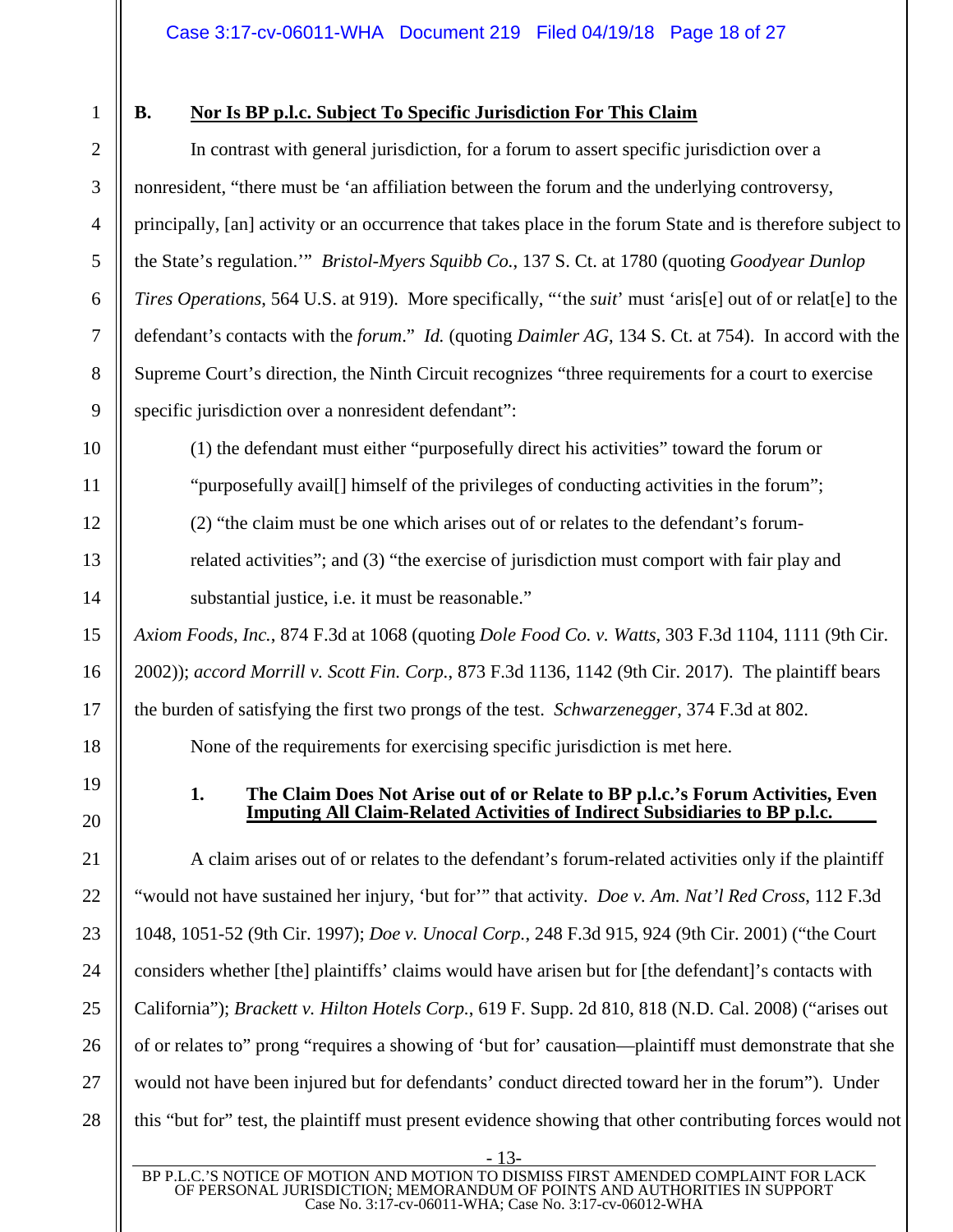### B. Nor Is BP p.l.c. Subject To Specific Jurisdiction For This Claim

In contrast with general jurisdiction, for a forum to assert specific jurisdiction over a nonresident, "there must be 'an affiliation between the forum and the underlying controversy, principally, [an] activity or an occurrence that takes place in the forum State and is therefore subject to the State's regulation.'" *Bristol-Myers Squibb Co.*, 137 S. Ct. at 1780 (quoting *Goodyear Dunlop Tires Operations*, 564 U.S. at 919). More specifically, "'the *suit*' must 'aris[e] out of or relat[e] to the defendant's contacts with the *forum*." *Id.* (quoting *Daimler AG*, 134 S. Ct. at 754). In accord with the Supreme Court's direction, the Ninth Circuit recognizes "three requirements for a court to exercise specific jurisdiction over a nonresident defendant":

> (1) the defendant must either "purposefully direct his activities" toward the forum or "purposefully avail[] himself of the privileges of conducting activities in the forum"; (2) "the claim must be one which arises out of or relates to the defendant's forum-related activities"; and (3) "the exercise of jurisdiction must comport with fair play and substantial justice, i.e. it must be reasonable."

*Axiom Foods, Inc.*, 874 F.3d at 1068 (quoting *Dole Food Co. v. Watts*, 303 F.3d 1104, 1111 (9th Cir. 2002)); *accord Morrill v. Scott Fin. Corp.*, 873 F.3d 1136, 1142 (9th Cir. 2017). The plaintiff bears the burden of satisfying the first two prongs of the test. *Schwarzenegger*, 374 F.3d at 802.

None of the requirements for exercising specific jurisdiction is met here.

#### 1. The Claim Does Not Arise out of or Relate to BP p.l.c.'s Forum Activities, Even Imputing All Claim-Related Activities of Indirect Subsidiaries to BP p.l.c.

A claim arises out of or relates to the defendant's forum-related activities only if the plaintiff "would not have sustained her injury, 'but for'" that activity. *Doe v. Am. Nat'l Red Cross*, 112 F.3d 1048, 1051-52 (9th Cir. 1997); *Doe v. Unocal Corp.*, 248 F.3d 915, 924 (9th Cir. 2001) ("the Court considers whether [the] plaintiffs' claims would have arisen but for [the defendant]'s contacts with California"); *Brackett v. Hilton Hotels Corp.*, 619 F. Supp. 2d 810, 818 (N.D. Cal. 2008) ("arises out of or relates to" prong "requires a showing of 'but for' causation—plaintiff must demonstrate that she would not have been injured but for defendants' conduct directed toward her in the forum"). Under this "but for" test, the plaintiff must present evidence showing that other contributing forces would not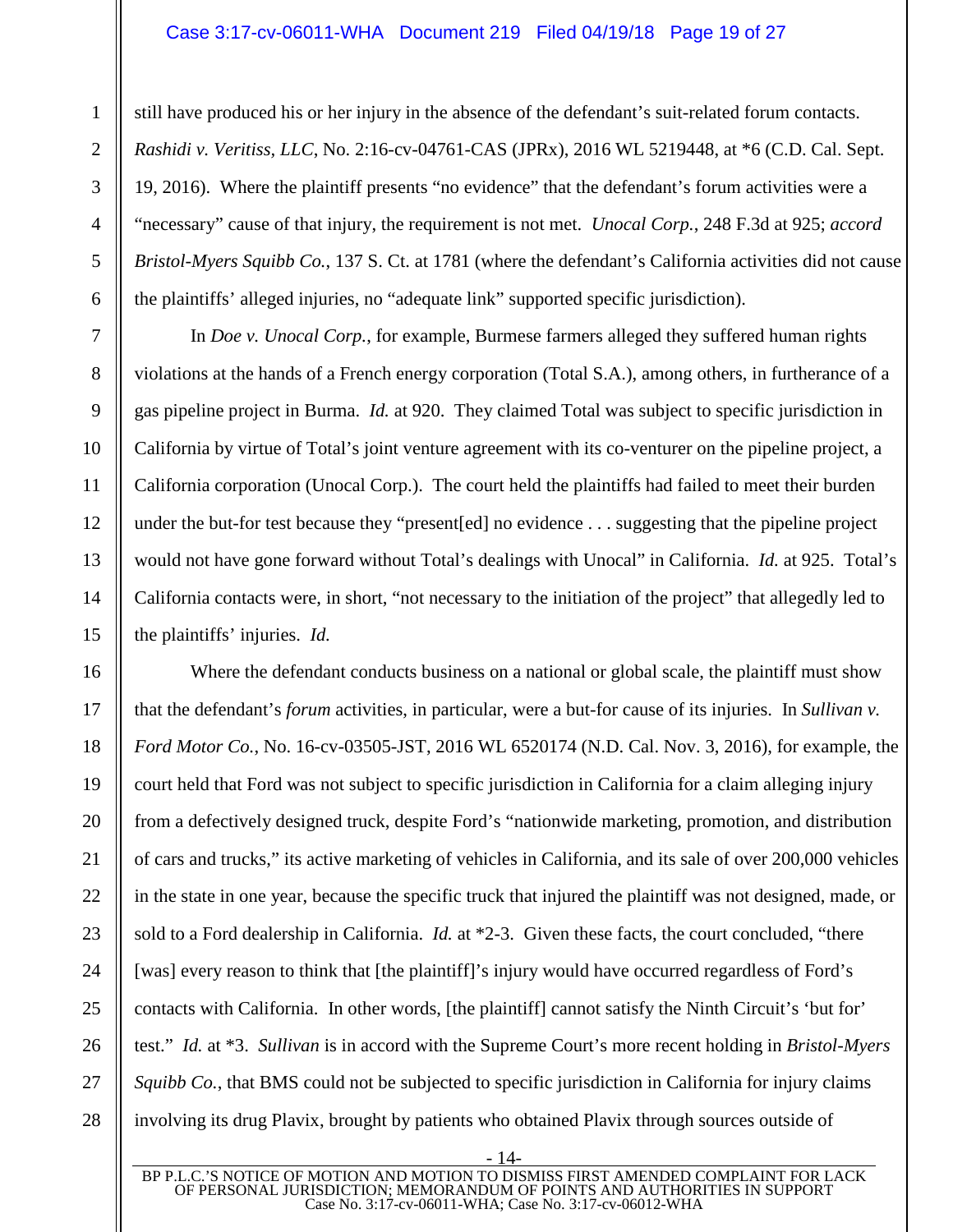still have produced his or her injury in the absence of the defendant's suit-related forum contacts. *Rashidi v. Veritiss, LLC*, No. 2:16-cv-04761-CAS (JPRx), 2016 WL 5219448, at *6 (C.D. Cal. Sept. 19, 2016). Where the plaintiff presents "no evidence" that the defendant's forum activities were a "necessary" cause of that injury, the requirement is not met. *Unocal Corp.*, 248 F.3d at 925; *accord Bristol-Myers Squibb Co.*, 137 S. Ct. at 1781 (where the defendant's California activities did not cause the plaintiffs' alleged injuries, no "adequate link" supported specific jurisdiction).

In *Doe v. Unocal Corp.*, for example, Burmese farmers alleged they suffered human rights violations at the hands of a French energy corporation (Total S.A.), among others, in furtherance of a gas pipeline project in Burma. *Id.* at 920. They claimed Total was subject to specific jurisdiction in California by virtue of Total's joint venture agreement with its co-venturer on the pipeline project, a California corporation (Unocal Corp.). The court held the plaintiffs had failed to meet their burden under the but-for test because they "present[ed] no evidence . . . suggesting that the pipeline project would not have gone forward without Total's dealings with Unocal" in California. *Id.* at 925. Total's California contacts were, in short, "not necessary to the initiation of the project" that allegedly led to the plaintiffs' injuries. *Id.*

Where the defendant conducts business on a national or global scale, the plaintiff must show that the defendant's *forum* activities, in particular, were a but-for cause of its injuries. In *Sullivan v. Ford Motor Co.*, No. 16-cv-03505-JST, 2016 WL 6520174 (N.D. Cal. Nov. 3, 2016), for example, the court held that Ford was not subject to specific jurisdiction in California for a claim alleging injury from a defectively designed truck, despite Ford's "nationwide marketing, promotion, and distribution of cars and trucks," its active marketing of vehicles in California, and its sale of over 200,000 vehicles in the state in one year, because the specific truck that injured the plaintiff was not designed, made, or sold to a Ford dealership in California. *Id.* at *2-3. Given these facts, the court concluded, "there [was] every reason to think that [the plaintiff]'s injury would have occurred regardless of Ford's contacts with California. In other words, [the plaintiff] cannot satisfy the Ninth Circuit's 'but for' test." *Id.* at *3. *Sullivan* is in accord with the Supreme Court's more recent holding in *Bristol-Myers Squibb Co.*, that BMS could not be subjected to specific jurisdiction in California for injury claims involving its drug Plavix, brought by patients who obtained Plavix through sources outside of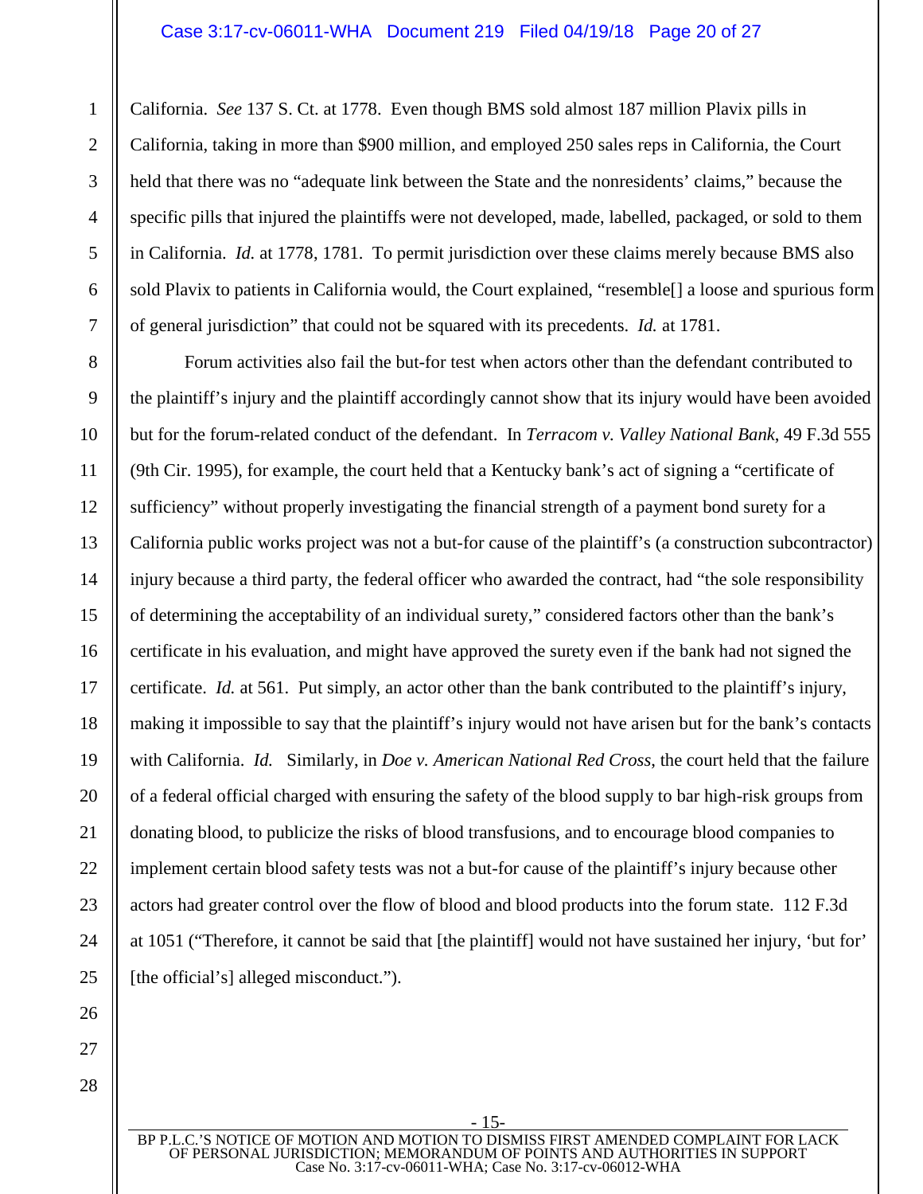California. *See* 137 S. Ct. at 1778. Even though BMS sold almost 187 million Plavix pills in California, taking in more than $900 million, and employed 250 sales reps in California, the Court held that there was no "adequate link between the State and the nonresidents' claims," because the specific pills that injured the plaintiffs were not developed, made, labelled, packaged, or sold to them in California. *Id.* at 1778, 1781. To permit jurisdiction over these claims merely because BMS also sold Plavix to patients in California would, the Court explained, "resemble[] a loose and spurious form of general jurisdiction" that could not be squared with its precedents. *Id.* at 1781.

Forum activities also fail the but-for test when actors other than the defendant contributed to the plaintiff's injury and the plaintiff accordingly cannot show that its injury would have been avoided but for the forum-related conduct of the defendant. In *Terracom v. Valley National Bank*, 49 F.3d 555 (9th Cir. 1995), for example, the court held that a Kentucky bank's act of signing a "certificate of sufficiency" without properly investigating the financial strength of a payment bond surety for a California public works project was not a but-for cause of the plaintiff's (a construction subcontractor) injury because a third party, the federal officer who awarded the contract, had "the sole responsibility of determining the acceptability of an individual surety," considered factors other than the bank's certificate in his evaluation, and might have approved the surety even if the bank had not signed the certificate. *Id.* at 561. Put simply, an actor other than the bank contributed to the plaintiff's injury, making it impossible to say that the plaintiff's injury would not have arisen but for the bank's contacts with California. *Id.* Similarly, in *Doe v. American National Red Cross*, the court held that the failure of a federal official charged with ensuring the safety of the blood supply to bar high-risk groups from donating blood, to publicize the risks of blood transfusions, and to encourage blood companies to implement certain blood safety tests was not a but-for cause of the plaintiff's injury because other actors had greater control over the flow of blood and blood products into the forum state. 112 F.3d at 1051 ("Therefore, it cannot be said that [the plaintiff] would not have sustained her injury, 'but for' [the official's] alleged misconduct.").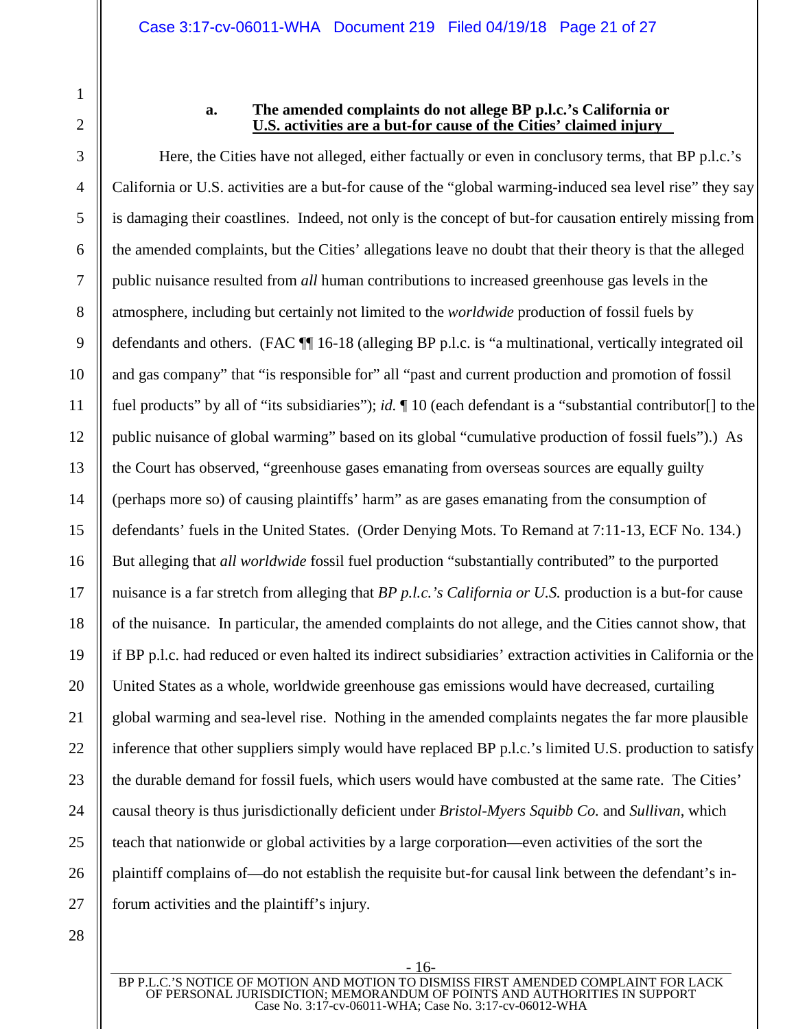### a. The amended complaints do not allege BP p.l.c.'s California or U.S. activities are a but-for cause of the Cities' claimed injury

Here, the Cities have not alleged, either factually or even in conclusory terms, that BP p.l.c.'s California or U.S. activities are a but-for cause of the "global warming-induced sea level rise" they say is damaging their coastlines. Indeed, not only is the concept of but-for causation entirely missing from the amended complaints, but the Cities' allegations leave no doubt that their theory is that the alleged public nuisance resulted from *all* human contributions to increased greenhouse gas levels in the atmosphere, including but certainly not limited to the *worldwide* production of fossil fuels by defendants and others. (FAC ¶¶ 16-18 (alleging BP p.l.c. is "a multinational, vertically integrated oil and gas company" that "is responsible for" all "past and current production and promotion of fossil fuel products" by all of "its subsidiaries"); *id.* ¶ 10 (each defendant is a "substantial contributor[] to the public nuisance of global warming" based on its global "cumulative production of fossil fuels").) As the Court has observed, "greenhouse gases emanating from overseas sources are equally guilty (perhaps more so) of causing plaintiffs' harm" as are gases emanating from the consumption of defendants' fuels in the United States. (Order Denying Mots. To Remand at 7:11-13, ECF No. 134.) But alleging that *all worldwide* fossil fuel production "substantially contributed" to the purported nuisance is a far stretch from alleging that *BP p.l.c.'s California or U.S.* production is a but-for cause of the nuisance. In particular, the amended complaints do not allege, and the Cities cannot show, that if BP p.l.c. had reduced or even halted its indirect subsidiaries' extraction activities in California or the United States as a whole, worldwide greenhouse gas emissions would have decreased, curtailing global warming and sea-level rise. Nothing in the amended complaints negates the far more plausible inference that other suppliers simply would have replaced BP p.l.c.'s limited U.S. production to satisfy the durable demand for fossil fuels, which users would have combusted at the same rate. The Cities' causal theory is thus jurisdictionally deficient under *Bristol-Myers Squibb Co.* and *Sullivan*, which teach that nationwide or global activities by a large corporation—even activities of the sort the plaintiff complains of—do not establish the requisite but-for causal link between the defendant's in-forum activities and the plaintiff's injury.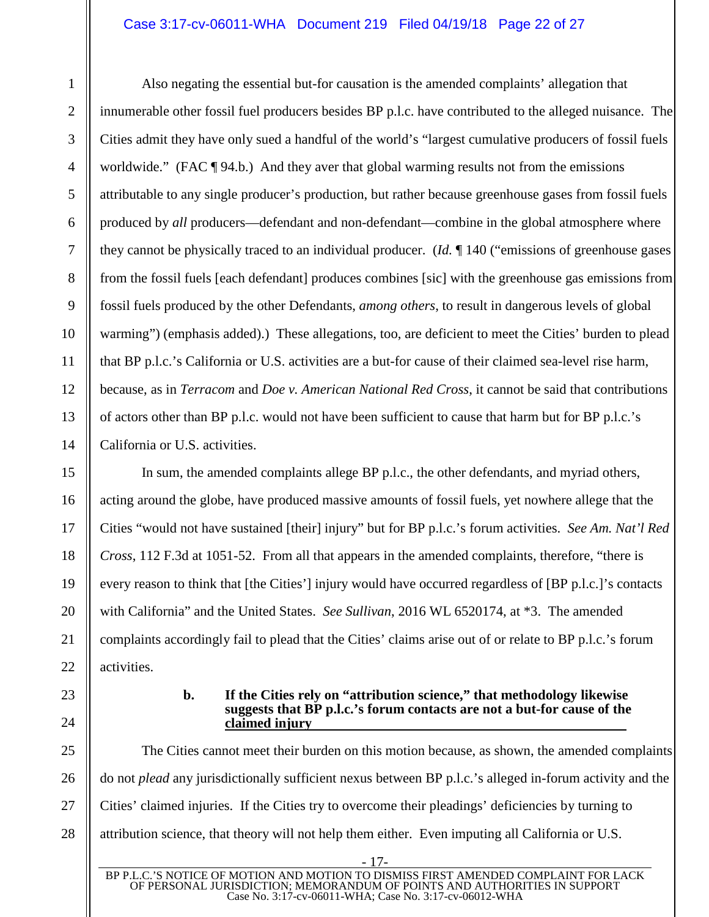Also negating the essential but-for causation is the amended complaints' allegation that innumerable other fossil fuel producers besides BP p.l.c. have contributed to the alleged nuisance. The Cities admit they have only sued a handful of the world's "largest cumulative producers of fossil fuels worldwide." (FAC ¶ 94.b.) And they aver that global warming results not from the emissions attributable to any single producer's production, but rather because greenhouse gases from fossil fuels produced by *all* producers—defendant and non-defendant—combine in the global atmosphere where they cannot be physically traced to an individual producer. (*Id.* ¶ 140 ("emissions of greenhouse gases from the fossil fuels [each defendant] produces combines [sic] with the greenhouse gas emissions from fossil fuels produced by the other Defendants, *among others*, to result in dangerous levels of global warming") (emphasis added).) These allegations, too, are deficient to meet the Cities' burden to plead that BP p.l.c.'s California or U.S. activities are a but-for cause of their claimed sea-level rise harm, because, as in *Terracom* and *Doe v. American National Red Cross*, it cannot be said that contributions of actors other than BP p.l.c. would not have been sufficient to cause that harm but for BP p.l.c.'s California or U.S. activities.

In sum, the amended complaints allege BP p.l.c., the other defendants, and myriad others, acting around the globe, have produced massive amounts of fossil fuels, yet nowhere allege that the Cities "would not have sustained [their] injury" but for BP p.l.c.'s forum activities. *See Am. Nat'l Red Cross*, 112 F.3d at 1051-52. From all that appears in the amended complaints, therefore, "there is every reason to think that [the Cities'] injury would have occurred regardless of [BP p.l.c.]'s contacts with California" and the United States. *See Sullivan*, 2016 WL 6520174, at *3. The amended complaints accordingly fail to plead that the Cities' claims arise out of or relate to BP p.l.c.'s forum activities.

**b. If the Cities rely on "attribution science," that methodology likewise suggests that BP p.l.c.'s forum contacts are not a but-for cause of the claimed injury**

The Cities cannot meet their burden on this motion because, as shown, the amended complaints do not *plead* any jurisdictionally sufficient nexus between BP p.l.c.'s alleged in-forum activity and the Cities' claimed injuries. If the Cities try to overcome their pleadings' deficiencies by turning to attribution science, that theory will not help them either. Even imputing all California or U.S.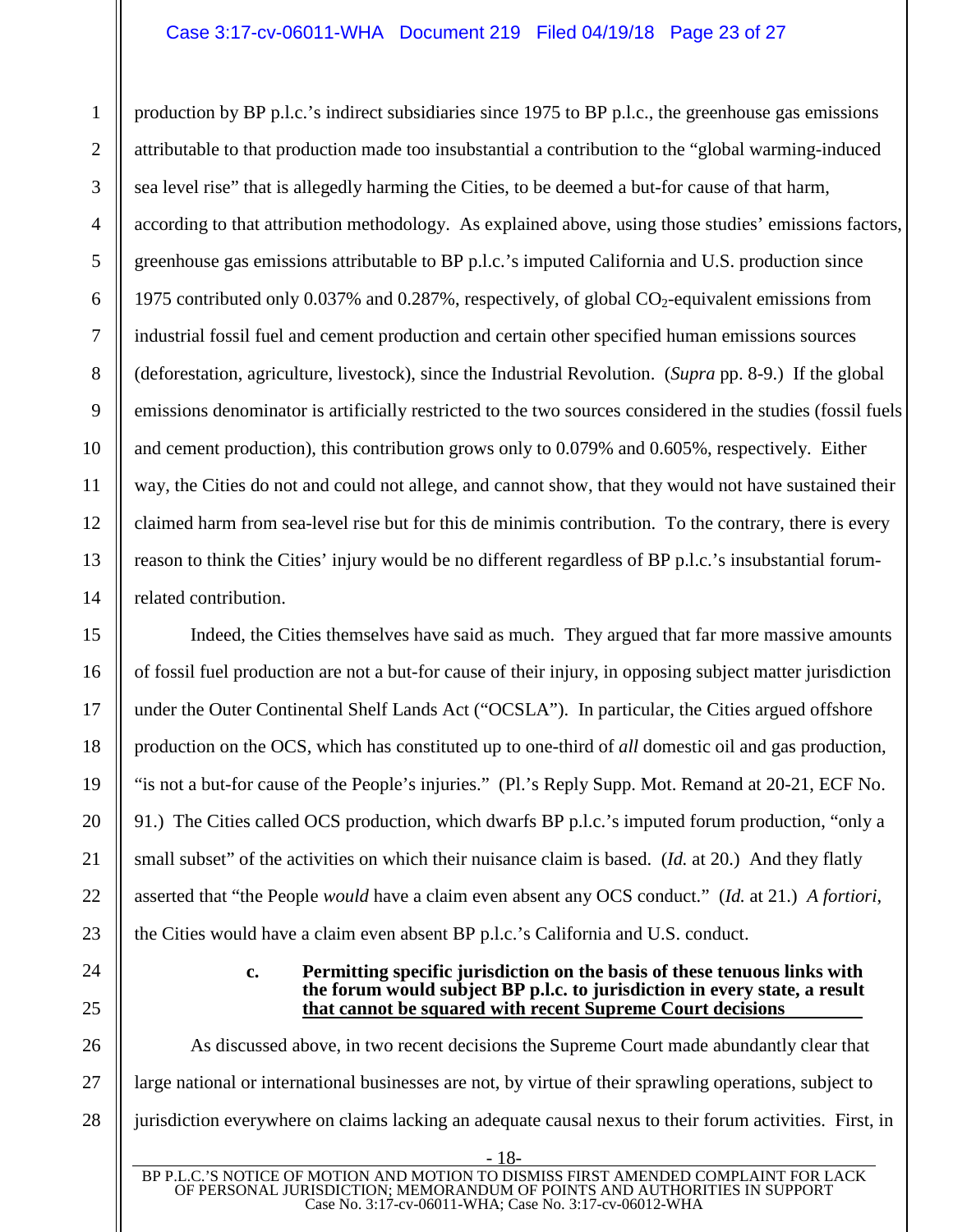production by BP p.l.c.'s indirect subsidiaries since 1975 to BP p.l.c., the greenhouse gas emissions attributable to that production made too insubstantial a contribution to the "global warming-induced sea level rise" that is allegedly harming the Cities, to be deemed a but-for cause of that harm, according to that attribution methodology. As explained above, using those studies' emissions factors, greenhouse gas emissions attributable to BP p.l.c.'s imputed California and U.S. production since 1975 contributed only 0.037% and 0.287%, respectively, of global $CO_2$-equivalent emissions from industrial fossil fuel and cement production and certain other specified human emissions sources (deforestation, agriculture, livestock), since the Industrial Revolution. (*Supra* pp. 8-9.) If the global emissions denominator is artificially restricted to the two sources considered in the studies (fossil fuels and cement production), this contribution grows only to 0.079% and 0.605%, respectively. Either way, the Cities do not and could not allege, and cannot show, that they would not have sustained their claimed harm from sea-level rise but for this de minimis contribution. To the contrary, there is every reason to think the Cities' injury would be no different regardless of BP p.l.c.'s insubstantial forum-related contribution.

Indeed, the Cities themselves have said as much. They argued that far more massive amounts of fossil fuel production are not a but-for cause of their injury, in opposing subject matter jurisdiction under the Outer Continental Shelf Lands Act ("OCSLA"). In particular, the Cities argued offshore production on the OCS, which has constituted up to one-third of *all* domestic oil and gas production, "is not a but-for cause of the People's injuries." (Pl.'s Reply Supp. Mot. Remand at 20-21, ECF No. 91.) The Cities called OCS production, which dwarfs BP p.l.c.'s imputed forum production, "only a small subset" of the activities on which their nuisance claim is based. (*Id.* at 20.) And they flatly asserted that "the People *would* have a claim even absent any OCS conduct." (*Id.* at 21.) *A fortiori*, the Cities would have a claim even absent BP p.l.c.'s California and U.S. conduct.

#### c. Permitting specific jurisdiction on the basis of these tenuous links with the forum would subject BP p.l.c. to jurisdiction in every state, a result that cannot be squared with recent Supreme Court decisions

As discussed above, in two recent decisions the Supreme Court made abundantly clear that large national or international businesses are not, by virtue of their sprawling operations, subject to jurisdiction everywhere on claims lacking an adequate causal nexus to their forum activities. First, in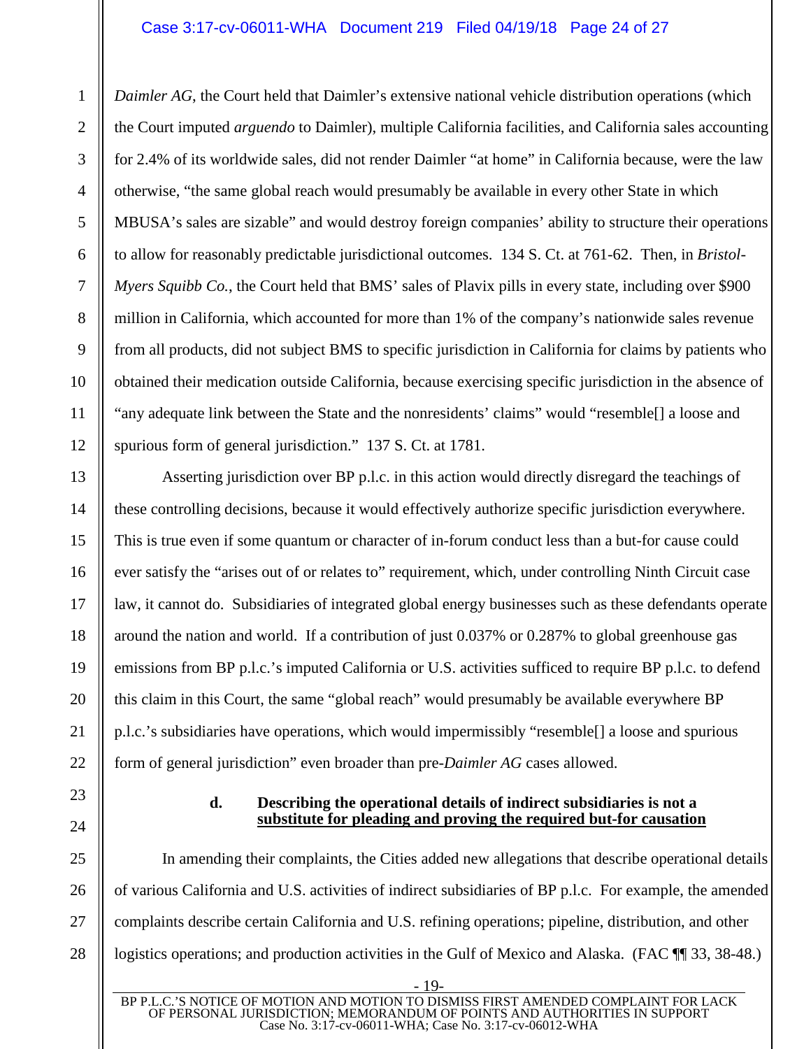*Daimler AG*, the Court held that Daimler's extensive national vehicle distribution operations (which the Court imputed *arguendo* to Daimler), multiple California facilities, and California sales accounting for 2.4% of its worldwide sales, did not render Daimler "at home" in California because, were the law otherwise, "the same global reach would presumably be available in every other State in which MBUSA's sales are sizable" and would destroy foreign companies' ability to structure their operations to allow for reasonably predictable jurisdictional outcomes. 134 S. Ct. at 761-62. Then, in *Bristol-Myers Squibb Co.*, the Court held that BMS' sales of Plavix pills in every state, including over $900 million in California, which accounted for more than 1% of the company's nationwide sales revenue from all products, did not subject BMS to specific jurisdiction in California for claims by patients who obtained their medication outside California, because exercising specific jurisdiction in the absence of "any adequate link between the State and the nonresidents' claims" would "resemble[] a loose and spurious form of general jurisdiction." 137 S. Ct. at 1781.

Asserting jurisdiction over BP p.l.c. in this action would directly disregard the teachings of these controlling decisions, because it would effectively authorize specific jurisdiction everywhere. This is true even if some quantum or character of in-forum conduct less than a but-for cause could ever satisfy the "arises out of or relates to" requirement, which, under controlling Ninth Circuit case law, it cannot do. Subsidiaries of integrated global energy businesses such as these defendants operate around the nation and world. If a contribution of just 0.037% or 0.287% to global greenhouse gas emissions from BP p.l.c.'s imputed California or U.S. activities sufficed to require BP p.l.c. to defend this claim in this Court, the same "global reach" would presumably be available everywhere BP p.l.c.'s subsidiaries have operations, which would impermissibly "resemble[] a loose and spurious form of general jurisdiction" even broader than pre-*Daimler AG* cases allowed.

#### d. Describing the operational details of indirect subsidiaries is not a substitute for pleading and proving the required but-for causation

In amending their complaints, the Cities added new allegations that describe operational details of various California and U.S. activities of indirect subsidiaries of BP p.l.c. For example, the amended complaints describe certain California and U.S. refining operations; pipeline, distribution, and other logistics operations; and production activities in the Gulf of Mexico and Alaska. (FAC ¶¶ 33, 38-48.)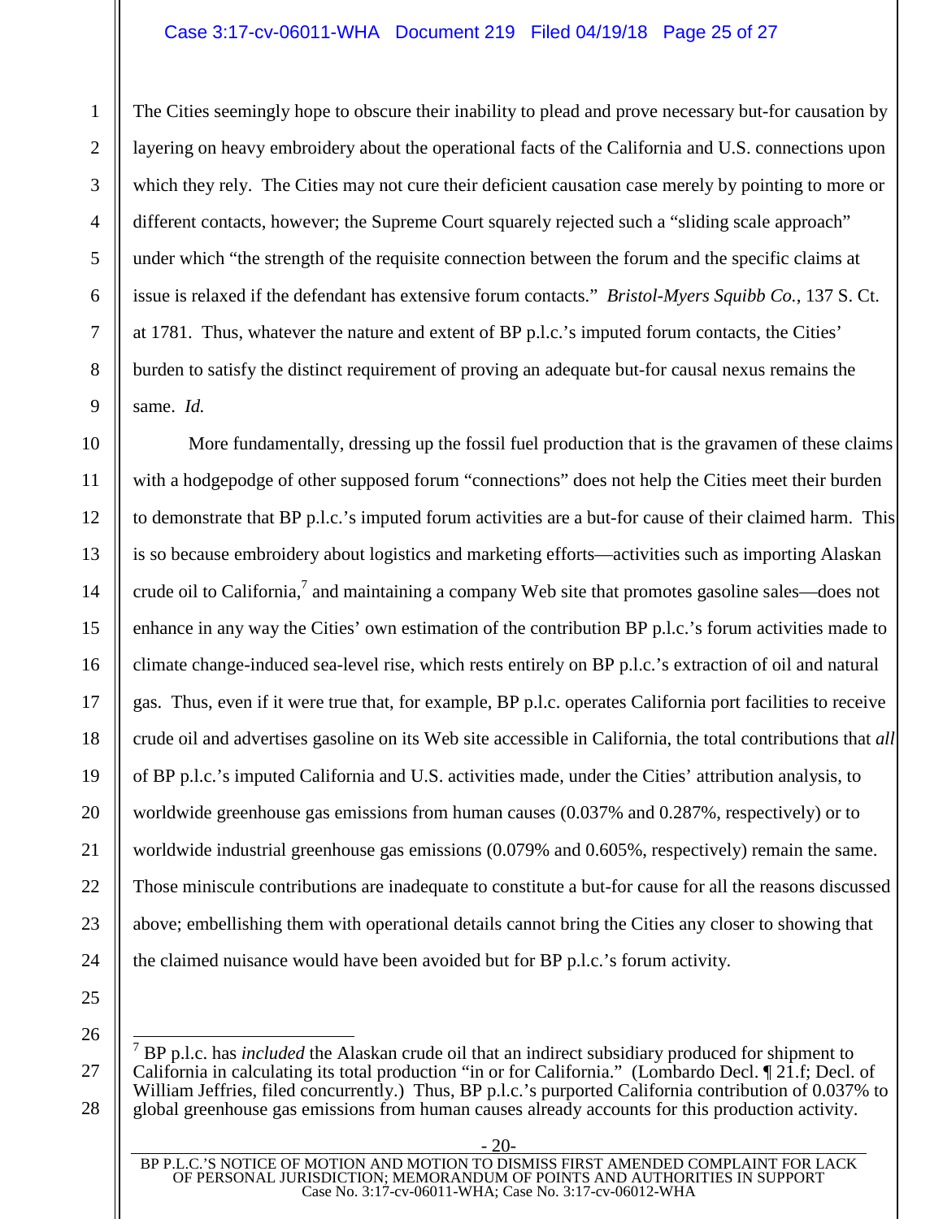The Cities seemingly hope to obscure their inability to plead and prove necessary but-for causation by layering on heavy embroidery about the operational facts of the California and U.S. connections upon which they rely. The Cities may not cure their deficient causation case merely by pointing to more or different contacts, however; the Supreme Court squarely rejected such a "sliding scale approach" under which "the strength of the requisite connection between the forum and the specific claims at issue is relaxed if the defendant has extensive forum contacts." *Bristol-Myers Squibb Co.*, 137 S. Ct. at 1781. Thus, whatever the nature and extent of BP p.l.c.'s imputed forum contacts, the Cities' burden to satisfy the distinct requirement of proving an adequate but-for causal nexus remains the same. *Id.*

More fundamentally, dressing up the fossil fuel production that is the gravamen of these claims with a hodgepodge of other supposed forum "connections" does not help the Cities meet their burden to demonstrate that BP p.l.c.'s imputed forum activities are a but-for cause of their claimed harm. This is so because embroidery about logistics and marketing efforts—activities such as importing Alaskan crude oil to California,[7] and maintaining a company Web site that promotes gasoline sales—does not enhance in any way the Cities' own estimation of the contribution BP p.l.c.'s forum activities made to climate change-induced sea-level rise, which rests entirely on BP p.l.c.'s extraction of oil and natural gas. Thus, even if it were true that, for example, BP p.l.c. operates California port facilities to receive crude oil and advertises gasoline on its Web site accessible in California, the total contributions that *all* of BP p.l.c.'s imputed California and U.S. activities made, under the Cities' attribution analysis, to worldwide greenhouse gas emissions from human causes (0.037% and 0.287%, respectively) or to worldwide industrial greenhouse gas emissions (0.079% and 0.605%, respectively) remain the same. Those miniscule contributions are inadequate to constitute a but-for cause for all the reasons discussed above; embellishing them with operational details cannot bring the Cities any closer to showing that the claimed nuisance would have been avoided but for BP p.l.c.'s forum activity.

---

[7] BP p.l.c. has *included* the Alaskan crude oil that an indirect subsidiary produced for shipment to California in calculating its total production "in or for California." (Lombardo Decl. ¶ 21.f; Decl. of William Jeffries, filed concurrently.) Thus, BP p.l.c.'s purported California contribution of 0.037% to global greenhouse gas emissions from human causes already accounts for this production activity.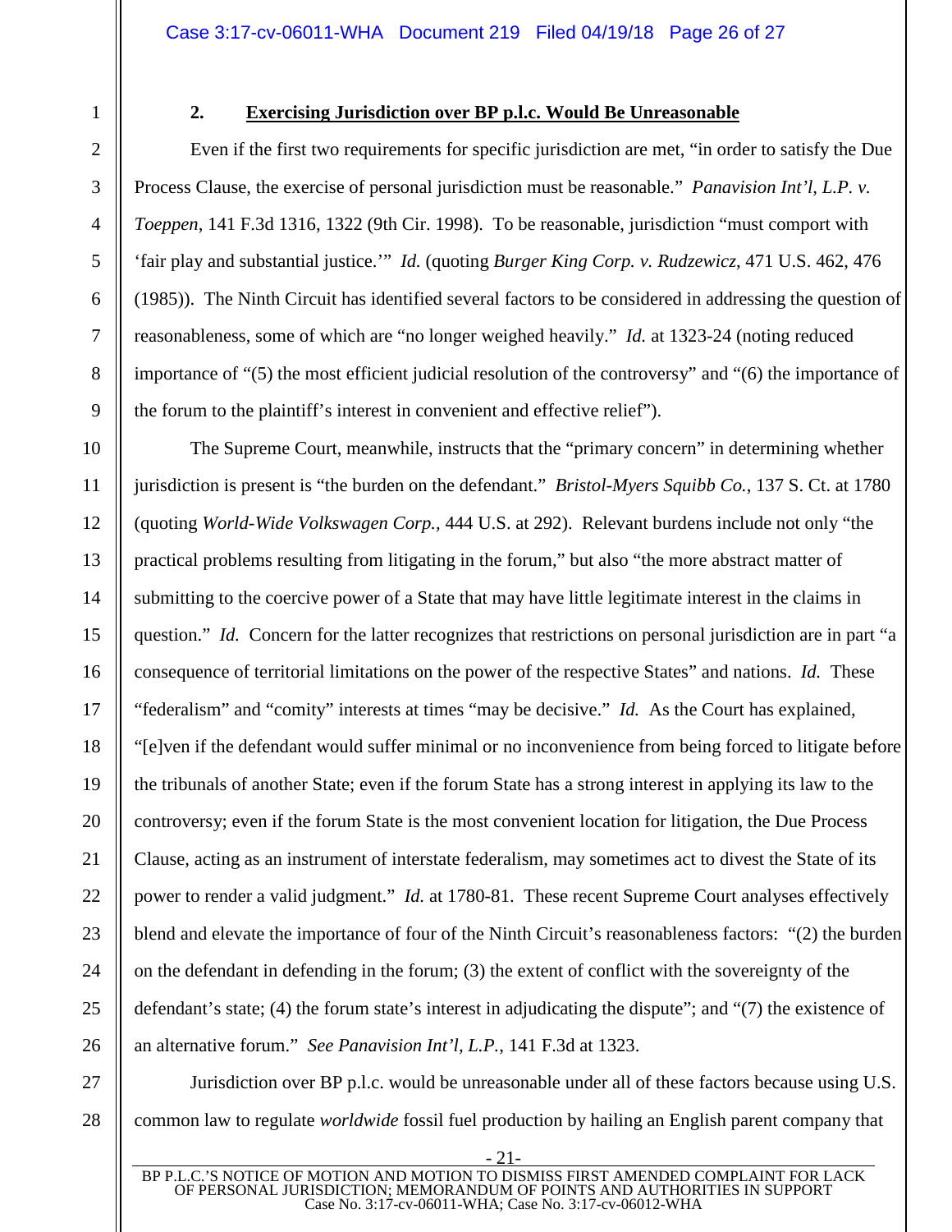### 2. **Exercising Jurisdiction over BP p.l.c. Would Be Unreasonable**

Even if the first two requirements for specific jurisdiction are met, "in order to satisfy the Due Process Clause, the exercise of personal jurisdiction must be reasonable." *Panavision Int'l, L.P. v. Toeppen*, 141 F.3d 1316, 1322 (9th Cir. 1998). To be reasonable, jurisdiction "must comport with 'fair play and substantial justice.'" *Id.* (quoting *Burger King Corp. v. Rudzewicz*, 471 U.S. 462, 476 (1985)). The Ninth Circuit has identified several factors to be considered in addressing the question of reasonableness, some of which are "no longer weighed heavily." *Id.* at 1323-24 (noting reduced importance of "(5) the most efficient judicial resolution of the controversy" and "(6) the importance of the forum to the plaintiff's interest in convenient and effective relief").

The Supreme Court, meanwhile, instructs that the "primary concern" in determining whether jurisdiction is present is "the burden on the defendant." *Bristol-Myers Squibb Co.*, 137 S. Ct. at 1780 (quoting *World-Wide Volkswagen Corp.*, 444 U.S. at 292). Relevant burdens include not only "the practical problems resulting from litigating in the forum," but also "the more abstract matter of submitting to the coercive power of a State that may have little legitimate interest in the claims in question." *Id.* Concern for the latter recognizes that restrictions on personal jurisdiction are in part "a consequence of territorial limitations on the power of the respective States" and nations. *Id.* These "federalism" and "comity" interests at times "may be decisive." *Id.* As the Court has explained, "[e]ven if the defendant would suffer minimal or no inconvenience from being forced to litigate before the tribunals of another State; even if the forum State has a strong interest in applying its law to the controversy; even if the forum State is the most convenient location for litigation, the Due Process Clause, acting as an instrument of interstate federalism, may sometimes act to divest the State of its power to render a valid judgment." *Id.* at 1780-81. These recent Supreme Court analyses effectively blend and elevate the importance of four of the Ninth Circuit's reasonableness factors: "(2) the burden on the defendant in defending in the forum; (3) the extent of conflict with the sovereignty of the defendant's state; (4) the forum state's interest in adjudicating the dispute"; and "(7) the existence of an alternative forum." *See Panavision Int'l, L.P.*, 141 F.3d at 1323.

Jurisdiction over BP p.l.c. would be unreasonable under all of these factors because using U.S. common law to regulate *worldwide* fossil fuel production by hailing an English parent company that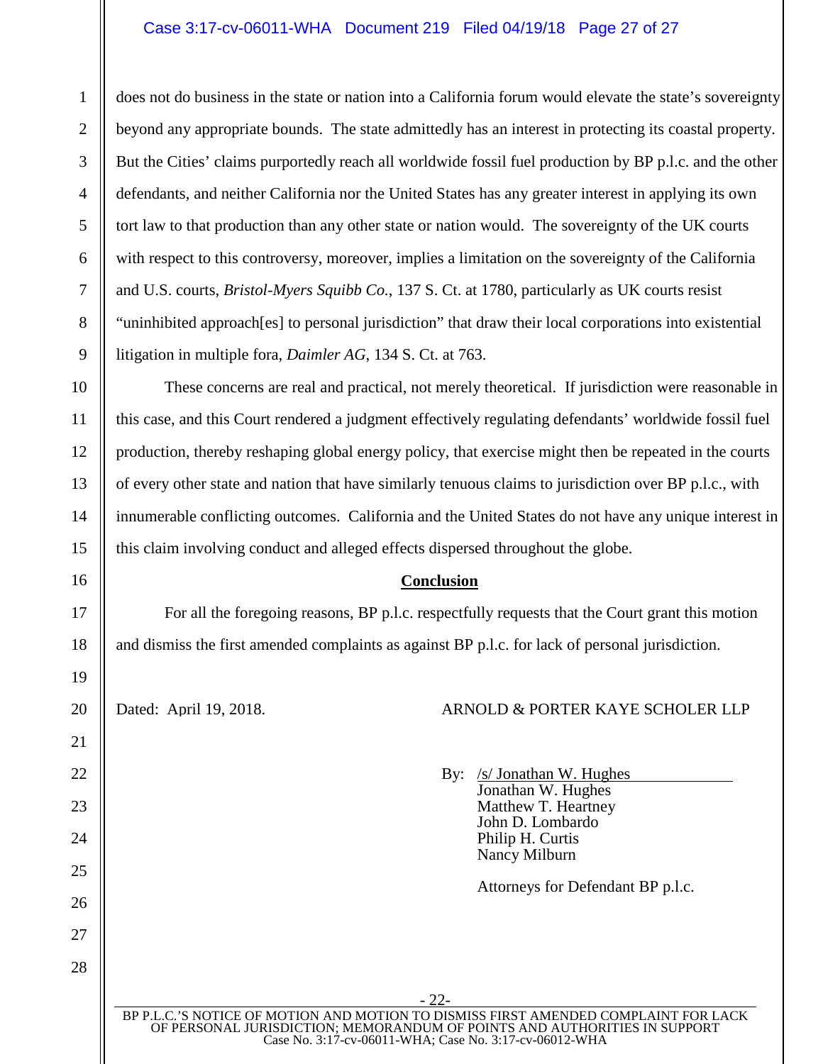does not do business in the state or nation into a California forum would elevate the state's sovereignty beyond any appropriate bounds. The state admittedly has an interest in protecting its coastal property. But the Cities' claims purportedly reach all worldwide fossil fuel production by BP p.l.c. and the other defendants, and neither California nor the United States has any greater interest in applying its own tort law to that production than any other state or nation would. The sovereignty of the UK courts with respect to this controversy, moreover, implies a limitation on the sovereignty of the California and U.S. courts, *Bristol-Myers Squibb Co.*, 137 S. Ct. at 1780, particularly as UK courts resist "uninhibited approach[es] to personal jurisdiction" that draw their local corporations into existential litigation in multiple fora, *Daimler AG*, 134 S. Ct. at 763.

These concerns are real and practical, not merely theoretical. If jurisdiction were reasonable in this case, and this Court rendered a judgment effectively regulating defendants' worldwide fossil fuel production, thereby reshaping global energy policy, that exercise might then be repeated in the courts of every other state and nation that have similarly tenuous claims to jurisdiction over BP p.l.c., with innumerable conflicting outcomes. California and the United States do not have any unique interest in this claim involving conduct and alleged effects dispersed throughout the globe.

## Conclusion

For all the foregoing reasons, BP p.l.c. respectfully requests that the Court grant this motion and dismiss the first amended complaints as against BP p.l.c. for lack of personal jurisdiction.

Dated: April 19, 2018.

ARNOLD & PORTER KAYE SCHOLER LLP

By: /s/ Jonathan W. Hughes
Jonathan W. Hughes
Matthew T. Heartney
John D. Lombardo
Philip H. Curtis
Nancy Milburn

Attorneys for Defendant BP p.l.c.